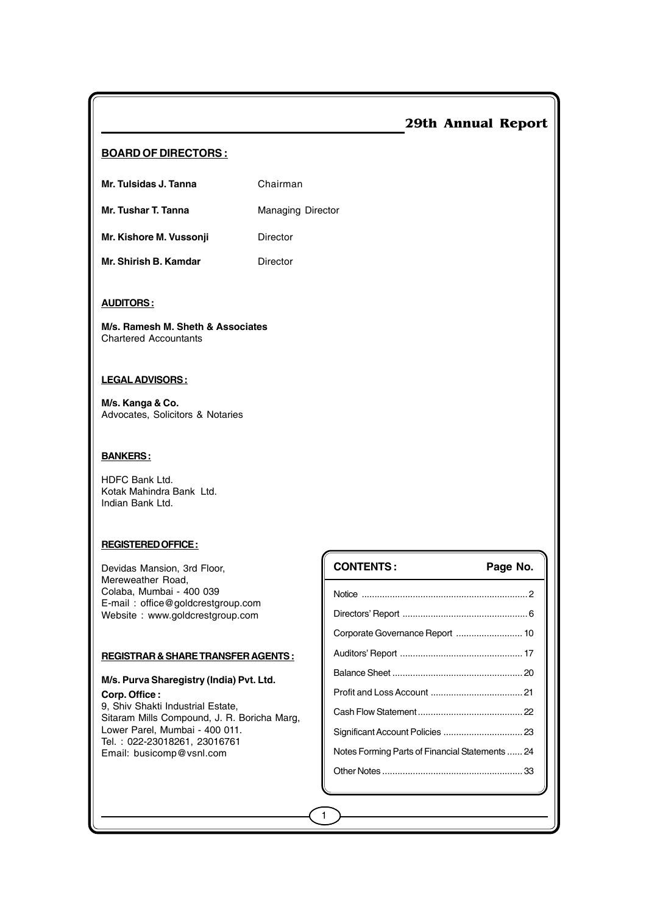# 29th Annual Report

## BOARD OF DIRECTORS :

| | |
|---|---|
| **Mr. Tulsidas J. Tanna** | Chairman |
| **Mr. Tushar T. Tanna** | Managing Director |
| **Mr. Kishore M. Vussonji** | Director |
| **Mr. Shirish B. Kamdar** | Director |

## AUDITORS :

**M/s. Ramesh M. Sheth & Associates**
Chartered Accountants

## LEGAL ADVISORS :

**M/s. Kanga & Co.**
Advocates, Solicitors & Notaries

## BANKERS :

HDFC Bank Ltd.
Kotak Mahindra Bank Ltd.
Indian Bank Ltd.

## REGISTERED OFFICE :

Devidas Mansion, 3rd Floor,
Mereweather Road,
Colaba, Mumbai - 400 039
E-mail : office@goldcrestgroup.com
Website : www.goldcrestgroup.com

## REGISTRAR & SHARE TRANSFER AGENTS :

**M/s. Purva Sharegistry (India) Pvt. Ltd.**

**Corp. Office :**
9, Shiv Shakti Industrial Estate,
Sitaram Mills Compound, J. R. Boricha Marg,
Lower Parel, Mumbai - 400 011.
Tel. : 022-23018261, 23016761
Email: busicomp@vsnl.com

| CONTENTS : | Page No. |
|---|---|
| Notice | 2 |
| Directors' Report | 6 |
| Corporate Governance Report | 10 |
| Auditors' Report | 17 |
| Balance Sheet | 20 |
| Profit and Loss Account | 21 |
| Cash Flow Statement | 22 |
| Significant Account Policies | 23 |
| Notes Forming Parts of Financial Statements | 24 |
| Other Notes | 33 |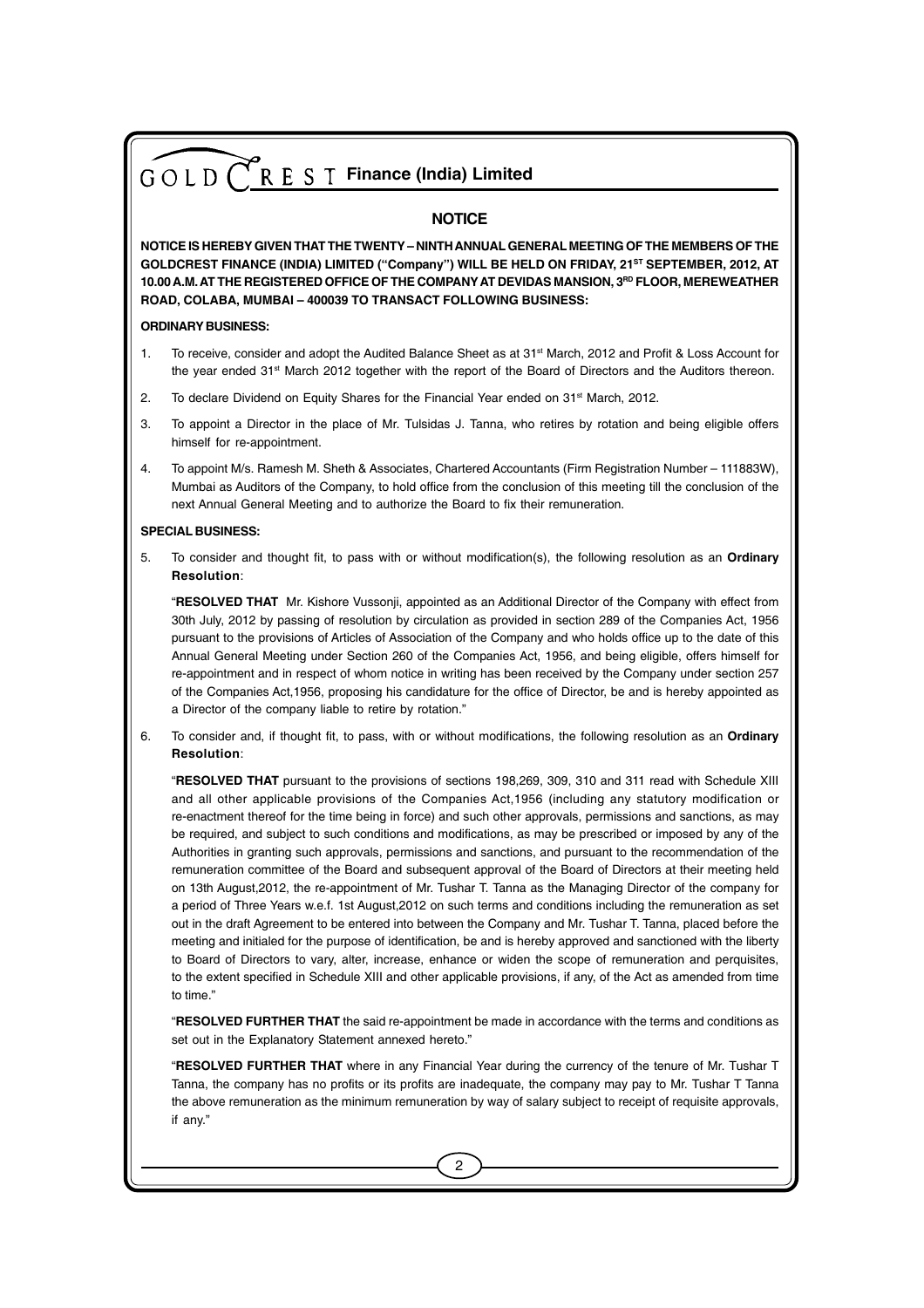# GOLDCREST Finance (India) Limited

## NOTICE

**NOTICE IS HEREBY GIVEN THAT THE TWENTY – NINTH ANNUAL GENERAL MEETING OF THE MEMBERS OF THE GOLDCREST FINANCE (INDIA) LIMITED ("Company") WILL BE HELD ON FRIDAY, 21ST SEPTEMBER, 2012, AT 10.00 A.M. AT THE REGISTERED OFFICE OF THE COMPANY AT DEVIDAS MANSION, 3RD FLOOR, MEREWEATHER ROAD, COLABA, MUMBAI – 400039 TO TRANSACT FOLLOWING BUSINESS:**

**ORDINARY BUSINESS:**

1. To receive, consider and adopt the Audited Balance Sheet as at 31st March, 2012 and Profit & Loss Account for the year ended 31st March 2012 together with the report of the Board of Directors and the Auditors thereon.

2. To declare Dividend on Equity Shares for the Financial Year ended on 31st March, 2012.

3. To appoint a Director in the place of Mr. Tulsidas J. Tanna, who retires by rotation and being eligible offers himself for re-appointment.

4. To appoint M/s. Ramesh M. Sheth & Associates, Chartered Accountants (Firm Registration Number – 111883W), Mumbai as Auditors of the Company, to hold office from the conclusion of this meeting till the conclusion of the next Annual General Meeting and to authorize the Board to fix their remuneration.

**SPECIAL BUSINESS:**

5. To consider and thought fit, to pass with or without modification(s), the following resolution as an **Ordinary Resolution**:

   "**RESOLVED THAT** Mr. Kishore Vussonji, appointed as an Additional Director of the Company with effect from 30th July, 2012 by passing of resolution by circulation as provided in section 289 of the Companies Act, 1956 pursuant to the provisions of Articles of Association of the Company and who holds office up to the date of this Annual General Meeting under Section 260 of the Companies Act, 1956, and being eligible, offers himself for re-appointment and in respect of whom notice in writing has been received by the Company under section 257 of the Companies Act,1956, proposing his candidature for the office of Director, be and is hereby appointed as a Director of the company liable to retire by rotation."

6. To consider and, if thought fit, to pass, with or without modifications, the following resolution as an **Ordinary Resolution**:

   "**RESOLVED THAT** pursuant to the provisions of sections 198,269, 309, 310 and 311 read with Schedule XIII and all other applicable provisions of the Companies Act,1956 (including any statutory modification or re-enactment thereof for the time being in force) and such other approvals, permissions and sanctions, as may be required, and subject to such conditions and modifications, as may be prescribed or imposed by any of the Authorities in granting such approvals, permissions and sanctions, and pursuant to the recommendation of the remuneration committee of the Board and subsequent approval of the Board of Directors at their meeting held on 13th August,2012, the re-appointment of Mr. Tushar T. Tanna as the Managing Director of the company for a period of Three Years w.e.f. 1st August,2012 on such terms and conditions including the remuneration as set out in the draft Agreement to be entered into between the Company and Mr. Tushar T. Tanna, placed before the meeting and initialed for the purpose of identification, be and is hereby approved and sanctioned with the liberty to Board of Directors to vary, alter, increase, enhance or widen the scope of remuneration and perquisites, to the extent specified in Schedule XIII and other applicable provisions, if any, of the Act as amended from time to time."

   "**RESOLVED FURTHER THAT** the said re-appointment be made in accordance with the terms and conditions as set out in the Explanatory Statement annexed hereto."

   "**RESOLVED FURTHER THAT** where in any Financial Year during the currency of the tenure of Mr. Tushar T Tanna, the company has no profits or its profits are inadequate, the company may pay to Mr. Tushar T Tanna the above remuneration as the minimum remuneration by way of salary subject to receipt of requisite approvals, if any."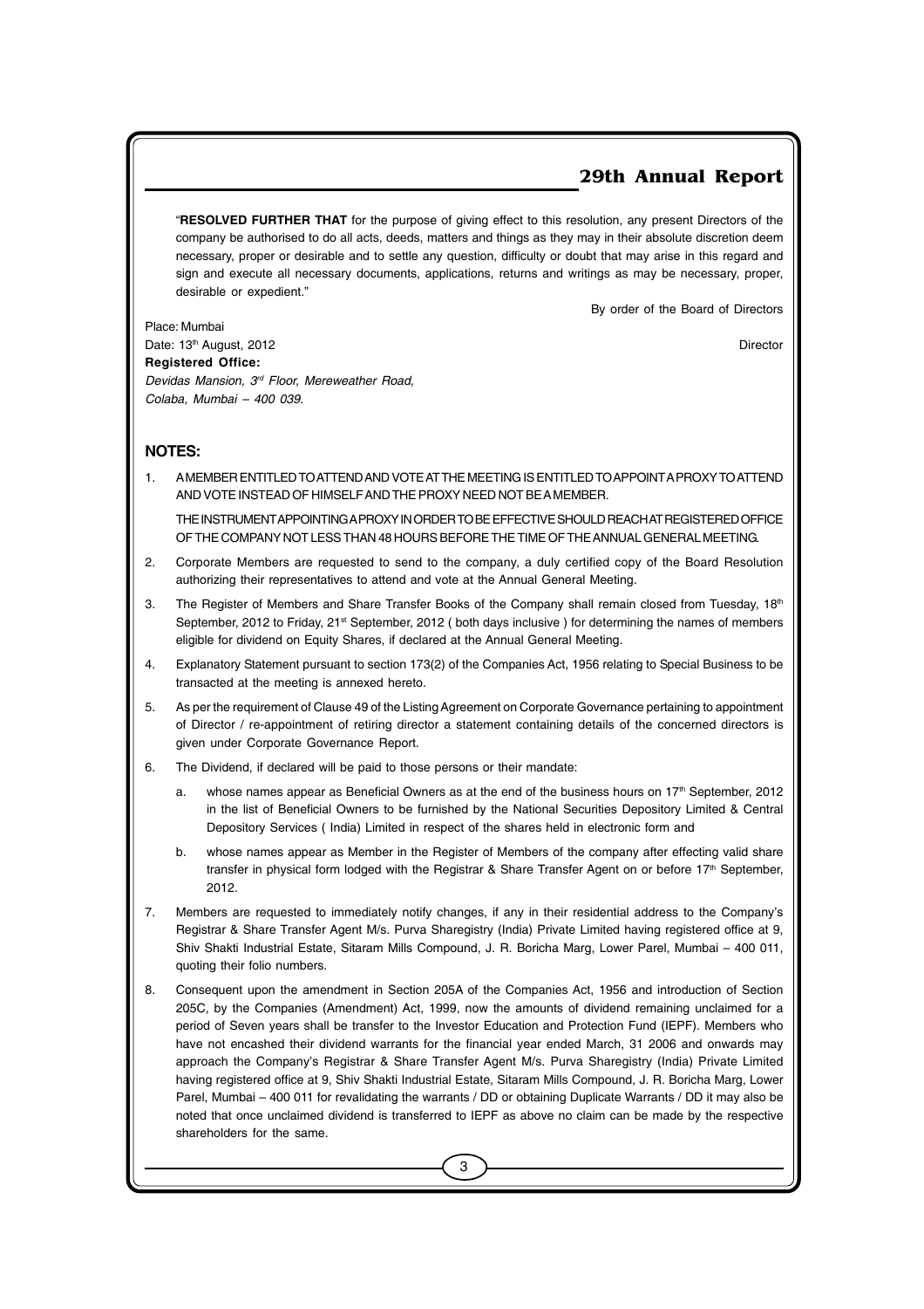"**RESOLVED FURTHER THAT** for the purpose of giving effect to this resolution, any present Directors of the company be authorised to do all acts, deeds, matters and things as they may in their absolute discretion deem necessary, proper or desirable and to settle any question, difficulty or doubt that may arise in this regard and sign and execute all necessary documents, applications, returns and writings as may be necessary, proper, desirable or expedient."

By order of the Board of Directors

Place: Mumbai

Date: 13th August, 2012

Director

**Registered Office:**

*Devidas Mansion, 3rd Floor, Mereweather Road,*
*Colaba, Mumbai – 400 039.*

## NOTES:

1. A MEMBER ENTITLED TO ATTEND AND VOTE AT THE MEETING IS ENTITLED TO APPOINT A PROXY TO ATTEND AND VOTE INSTEAD OF HIMSELF AND THE PROXY NEED NOT BE A MEMBER.

   THE INSTRUMENT APPOINTING A PROXY IN ORDER TO BE EFFECTIVE SHOULD REACH AT REGISTERED OFFICE OF THE COMPANY NOT LESS THAN 48 HOURS BEFORE THE TIME OF THE ANNUAL GENERAL MEETING.

2. Corporate Members are requested to send to the company, a duly certified copy of the Board Resolution authorizing their representatives to attend and vote at the Annual General Meeting.

3. The Register of Members and Share Transfer Books of the Company shall remain closed from Tuesday, 18th September, 2012 to Friday, 21st September, 2012 ( both days inclusive ) for determining the names of members eligible for dividend on Equity Shares, if declared at the Annual General Meeting.

4. Explanatory Statement pursuant to section 173(2) of the Companies Act, 1956 relating to Special Business to be transacted at the meeting is annexed hereto.

5. As per the requirement of Clause 49 of the Listing Agreement on Corporate Governance pertaining to appointment of Director / re-appointment of retiring director a statement containing details of the concerned directors is given under Corporate Governance Report.

6. The Dividend, if declared will be paid to those persons or their mandate:

   a. whose names appear as Beneficial Owners as at the end of the business hours on 17th September, 2012 in the list of Beneficial Owners to be furnished by the National Securities Depository Limited & Central Depository Services ( India) Limited in respect of the shares held in electronic form and

   b. whose names appear as Member in the Register of Members of the company after effecting valid share transfer in physical form lodged with the Registrar & Share Transfer Agent on or before 17th September, 2012.

7. Members are requested to immediately notify changes, if any in their residential address to the Company's Registrar & Share Transfer Agent M/s. Purva Sharegistry (India) Private Limited having registered office at 9, Shiv Shakti Industrial Estate, Sitaram Mills Compound, J. R. Boricha Marg, Lower Parel, Mumbai – 400 011, quoting their folio numbers.

8. Consequent upon the amendment in Section 205A of the Companies Act, 1956 and introduction of Section 205C, by the Companies (Amendment) Act, 1999, now the amounts of dividend remaining unclaimed for a period of Seven years shall be transfer to the Investor Education and Protection Fund (IEPF). Members who have not encashed their dividend warrants for the financial year ended March, 31 2006 and onwards may approach the Company's Registrar & Share Transfer Agent M/s. Purva Sharegistry (India) Private Limited having registered office at 9, Shiv Shakti Industrial Estate, Sitaram Mills Compound, J. R. Boricha Marg, Lower Parel, Mumbai – 400 011 for revalidating the warrants / DD or obtaining Duplicate Warrants / DD it may also be noted that once unclaimed dividend is transferred to IEPF as above no claim can be made by the respective shareholders for the same.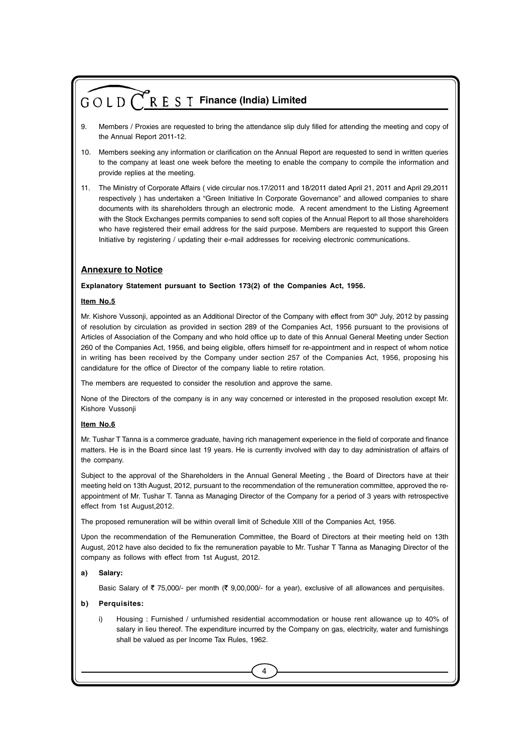9. Members / Proxies are requested to bring the attendance slip duly filled for attending the meeting and copy of the Annual Report 2011-12.

10. Members seeking any information or clarification on the Annual Report are requested to send in written queries to the company at least one week before the meeting to enable the company to compile the information and provide replies at the meeting.

11. The Ministry of Corporate Affairs ( vide circular nos.17/2011 and 18/2011 dated April 21, 2011 and April 29,2011 respectively ) has undertaken a "Green Initiative In Corporate Governance" and allowed companies to share documents with its shareholders through an electronic mode. A recent amendment to the Listing Agreement with the Stock Exchanges permits companies to send soft copies of the Annual Report to all those shareholders who have registered their email address for the said purpose. Members are requested to support this Green Initiative by registering / updating their e-mail addresses for receiving electronic communications.

## Annexure to Notice

**Explanatory Statement pursuant to Section 173(2) of the Companies Act, 1956.**

**Item No.5**

Mr. Kishore Vussonji, appointed as an Additional Director of the Company with effect from 30th July, 2012 by passing of resolution by circulation as provided in section 289 of the Companies Act, 1956 pursuant to the provisions of Articles of Association of the Company and who hold office up to date of this Annual General Meeting under Section 260 of the Companies Act, 1956, and being eligible, offers himself for re-appointment and in respect of whom notice in writing has been received by the Company under section 257 of the Companies Act, 1956, proposing his candidature for the office of Director of the company liable to retire rotation.

The members are requested to consider the resolution and approve the same.

None of the Directors of the company is in any way concerned or interested in the proposed resolution except Mr. Kishore Vussonji

**Item No.6**

Mr. Tushar T Tanna is a commerce graduate, having rich management experience in the field of corporate and finance matters. He is in the Board since last 19 years. He is currently involved with day to day administration of affairs of the company.

Subject to the approval of the Shareholders in the Annual General Meeting , the Board of Directors have at their meeting held on 13th August, 2012, pursuant to the recommendation of the remuneration committee, approved the re-appointment of Mr. Tushar T. Tanna as Managing Director of the Company for a period of 3 years with retrospective effect from 1st August,2012.

The proposed remuneration will be within overall limit of Schedule XIII of the Companies Act, 1956.

Upon the recommendation of the Remuneration Committee, the Board of Directors at their meeting held on 13th August, 2012 have also decided to fix the remuneration payable to Mr. Tushar T Tanna as Managing Director of the company as follows with effect from 1st August, 2012.

**a) Salary:**

Basic Salary of ₹ 75,000/- per month (₹ 9,00,000/- for a year), exclusive of all allowances and perquisites.

**b) Perquisites:**

i) Housing : Furnished / unfurnished residential accommodation or house rent allowance up to 40% of salary in lieu thereof. The expenditure incurred by the Company on gas, electricity, water and furnishings shall be valued as per Income Tax Rules, 1962.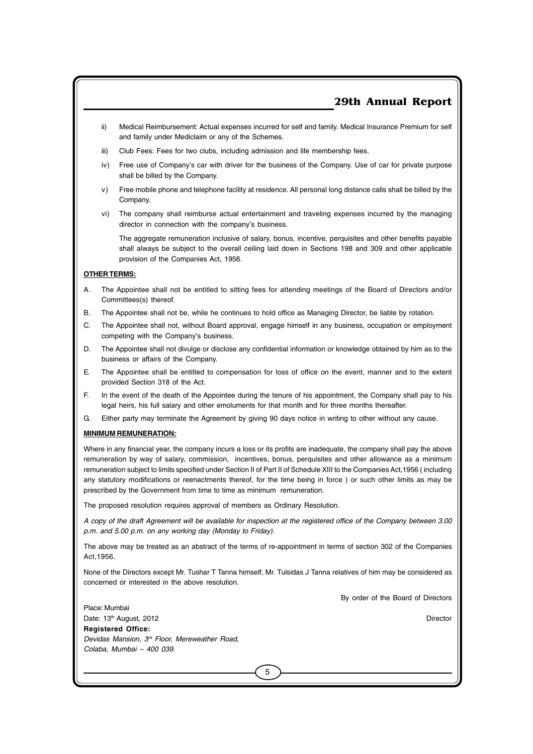ii) Medical Reimbursement: Actual expenses incurred for self and family. Medical Insurance Premium for self and family under Mediclaim or any of the Schemes.

iii) Club Fees: Fees for two clubs, including admission and life membership fees.

iv) Free use of Company's car with driver for the business of the Company. Use of car for private purpose shall be billed by the Company.

v) Free mobile phone and telephone facility at residence. All personal long distance calls shall be billed by the Company.

vi) The company shall reimburse actual entertainment and traveling expenses incurred by the managing director in connection with the company's business.

The aggregate remuneration inclusive of salary, bonus, incentive, perquisites and other benefits payable shall always be subject to the overall ceiling laid down in Sections 198 and 309 and other applicable provision of the Companies Act, 1956.

**OTHER TERMS:**

A. The Appointee shall not be entitled to sitting fees for attending meetings of the Board of Directors and/or Committees(s) thereof.

B. The Appointee shall not be, while he continues to hold office as Managing Director, be liable by rotation.

C. The Appointee shall not, without Board approval, engage himself in any business, occupation or employment competing with the Company's business.

D. The Appointee shall not divulge or disclose any confidential information or knowledge obtained by him as to the business or affairs of the Company.

E. The Appointee shall be entitled to compensation for loss of office on the event, manner and to the extent provided Section 318 of the Act.

F. In the event of the death of the Appointee during the tenure of his appointment, the Company shall pay to his legal heirs, his full salary and other emoluments for that month and for three months thereafter.

G. Either party may terminate the Agreement by giving 90 days notice in writing to other without any cause.

**MINIMUM REMUNERATION:**

Where in any financial year, the company incurs a loss or its profits are inadequate, the company shall pay the above remuneration by way of salary, commission, incentives, bonus, perquisites and other allowance as a minimum remuneration subject to limits specified under Section II of Part II of Schedule XIII to the Companies Act,1956 ( including any statutory modifications or reenactments thereof, for the time being in force ) or such other limits as may be prescribed by the Government from time to time as minimum remuneration.

The proposed resolution requires approval of members as Ordinary Resolution.

*A copy of the draft Agreement will be available for inspection at the registered office of the Company between 3.00 p.m. and 5.00 p.m. on any working day (Monday to Friday).*

The above may be treated as an abstract of the terms of re-appointment in terms of section 302 of the Companies Act,1956.

None of the Directors except Mr. Tushar T Tanna himself, Mr. Tulsidas J Tanna relatives of him may be considered as concerned or interested in the above resolution.

By order of the Board of Directors

Place: Mumbai
Date: 13th August, 2012

Director

**Registered Office:**
*Devidas Mansion, 3rd Floor, Mereweather Road,*
*Colaba, Mumbai – 400 039.*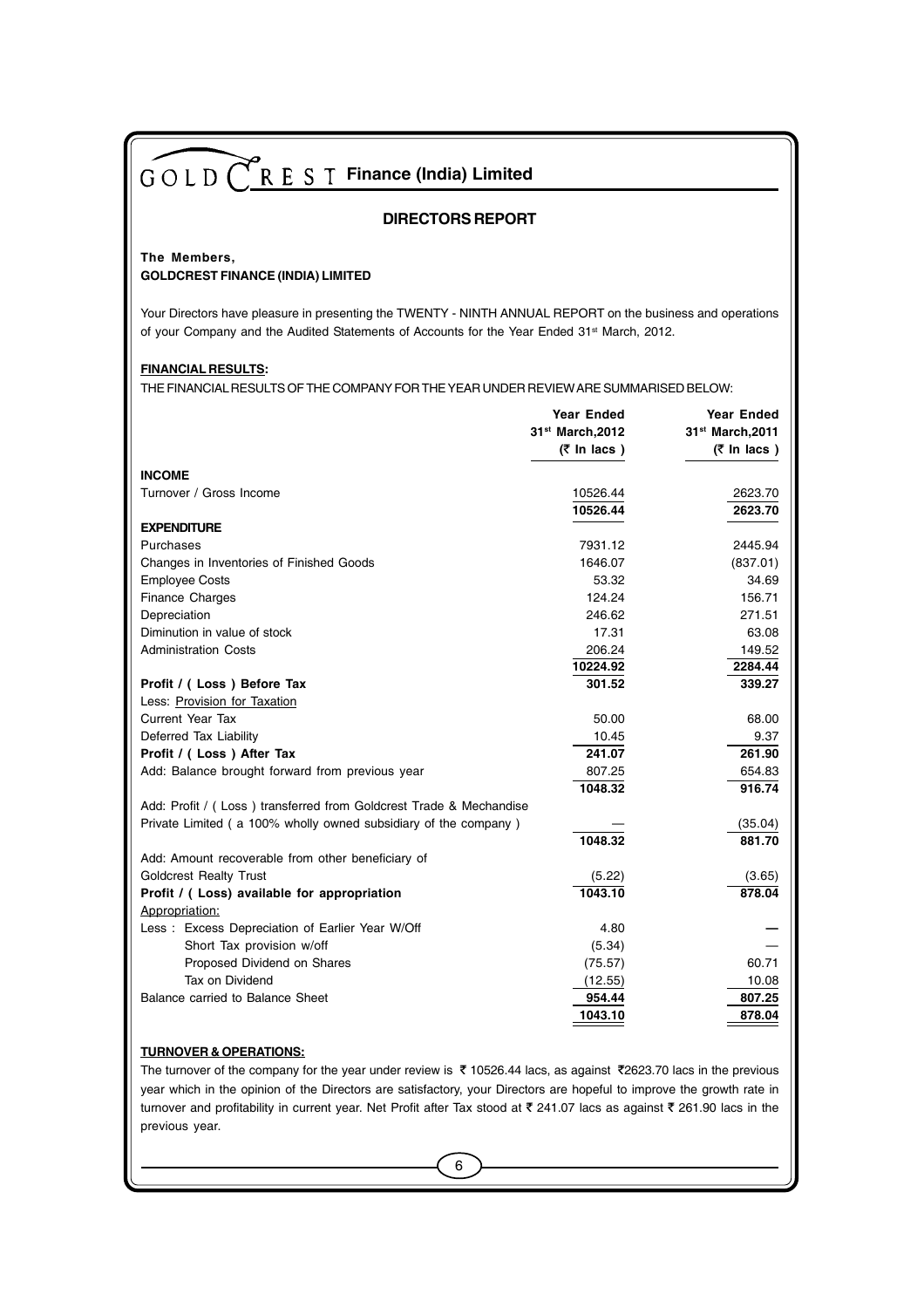# GOLDCREST Finance (India) Limited

## DIRECTORS REPORT

**The Members,**
**GOLDCREST FINANCE (INDIA) LIMITED**

Your Directors have pleasure in presenting the TWENTY - NINTH ANNUAL REPORT on the business and operations of your Company and the Audited Statements of Accounts for the Year Ended 31st March, 2012.

**FINANCIAL RESULTS:**

THE FINANCIAL RESULTS OF THE COMPANY FOR THE YEAR UNDER REVIEW ARE SUMMARISED BELOW:

| | Year Ended 31st March,2012 (₹ In lacs ) | Year Ended 31st March,2011 (₹ In lacs ) |
|---|---|---|
| **INCOME** | | |
| Turnover / Gross Income | 10526.44 | 2623.70 |
| | **10526.44** | **2623.70** |
| **EXPENDITURE** | | |
| Purchases | 7931.12 | 2445.94 |
| Changes in Inventories of Finished Goods | 1646.07 | (837.01) |
| Employee Costs | 53.32 | 34.69 |
| Finance Charges | 124.24 | 156.71 |
| Depreciation | 246.62 | 271.51 |
| Diminution in value of stock | 17.31 | 63.08 |
| Administration Costs | 206.24 | 149.52 |
| | **10224.92** | **2284.44** |
| **Profit / ( Loss ) Before Tax** | **301.52** | **339.27** |
| Less: Provision for Taxation | | |
| Current Year Tax | 50.00 | 68.00 |
| Deferred Tax Liability | 10.45 | 9.37 |
| **Profit / ( Loss ) After Tax** | **241.07** | **261.90** |
| Add: Balance brought forward from previous year | 807.25 | 654.83 |
| | **1048.32** | **916.74** |
| Add: Profit / ( Loss ) transferred from Goldcrest Trade & Mechandise Private Limited ( a 100% wholly owned subsidiary of the company ) | — | (35.04) |
| | **1048.32** | **881.70** |
| Add: Amount recoverable from other beneficiary of Goldcrest Realty Trust | (5.22) | (3.65) |
| **Profit / ( Loss) available for appropriation** | **1043.10** | **878.04** |
| Appropriation: | | |
| Less : Excess Depreciation of Earlier Year W/Off | 4.80 | — |
| Short Tax provision w/off | (5.34) | — |
| Proposed Dividend on Shares | (75.57) | 60.71 |
| Tax on Dividend | (12.55) | 10.08 |
| Balance carried to Balance Sheet | **954.44** | **807.25** |
| | **1043.10** | **878.04** |

**TURNOVER & OPERATIONS:**

The turnover of the company for the year under review is ₹ 10526.44 lacs, as against ₹2623.70 lacs in the previous year which in the opinion of the Directors are satisfactory, your Directors are hopeful to improve the growth rate in turnover and profitability in current year. Net Profit after Tax stood at ₹ 241.07 lacs as against ₹ 261.90 lacs in the previous year.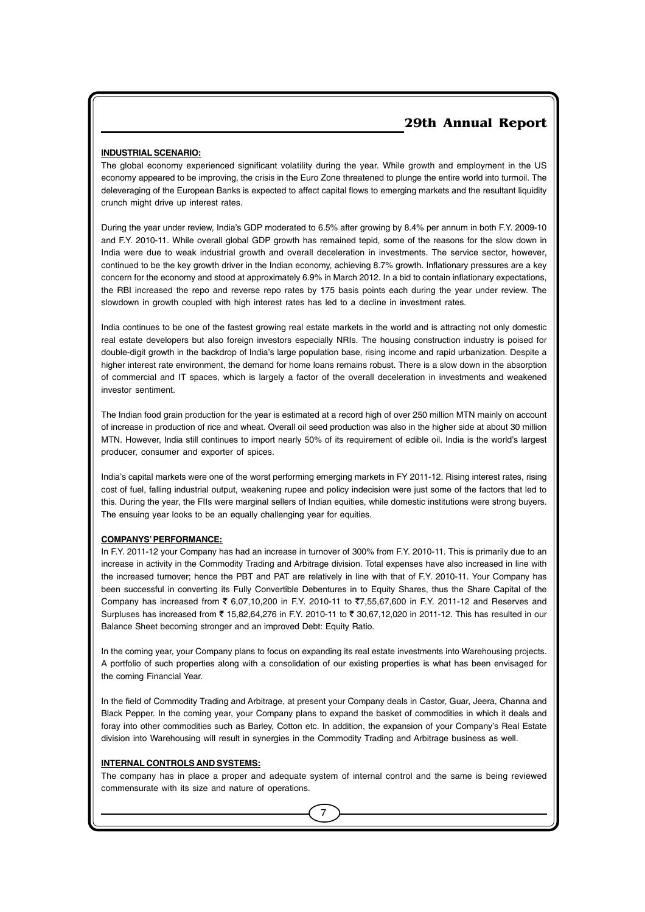#### INDUSTRIAL SCENARIO:

The global economy experienced significant volatility during the year. While growth and employment in the US economy appeared to be improving, the crisis in the Euro Zone threatened to plunge the entire world into turmoil. The deleveraging of the European Banks is expected to affect capital flows to emerging markets and the resultant liquidity crunch might drive up interest rates.

During the year under review, India's GDP moderated to 6.5% after growing by 8.4% per annum in both F.Y. 2009-10 and F.Y. 2010-11. While overall global GDP growth has remained tepid, some of the reasons for the slow down in India were due to weak industrial growth and overall deceleration in investments. The service sector, however, continued to be the key growth driver in the Indian economy, achieving 8.7% growth. Inflationary pressures are a key concern for the economy and stood at approximately 6.9% in March 2012. In a bid to contain inflationary expectations, the RBI increased the repo and reverse repo rates by 175 basis points each during the year under review. The slowdown in growth coupled with high interest rates has led to a decline in investment rates.

India continues to be one of the fastest growing real estate markets in the world and is attracting not only domestic real estate developers but also foreign investors especially NRIs. The housing construction industry is poised for double-digit growth in the backdrop of India's large population base, rising income and rapid urbanization. Despite a higher interest rate environment, the demand for home loans remains robust. There is a slow down in the absorption of commercial and IT spaces, which is largely a factor of the overall deceleration in investments and weakened investor sentiment.

The Indian food grain production for the year is estimated at a record high of over 250 million MTN mainly on account of increase in production of rice and wheat. Overall oil seed production was also in the higher side at about 30 million MTN. However, India still continues to import nearly 50% of its requirement of edible oil. India is the world's largest producer, consumer and exporter of spices.

India's capital markets were one of the worst performing emerging markets in FY 2011-12. Rising interest rates, rising cost of fuel, falling industrial output, weakening rupee and policy indecision were just some of the factors that led to this. During the year, the FIIs were marginal sellers of Indian equities, while domestic institutions were strong buyers. The ensuing year looks to be an equally challenging year for equities.

#### COMPANYS' PERFORMANCE:

In F.Y. 2011-12 your Company has had an increase in turnover of 300% from F.Y. 2010-11. This is primarily due to an increase in activity in the Commodity Trading and Arbitrage division. Total expenses have also increased in line with the increased turnover; hence the PBT and PAT are relatively in line with that of F.Y. 2010-11. Your Company has been successful in converting its Fully Convertible Debentures in to Equity Shares, thus the Share Capital of the Company has increased from ₹ 6,07,10,200 in F.Y. 2010-11 to ₹7,55,67,600 in F.Y. 2011-12 and Reserves and Surpluses has increased from ₹ 15,82,64,276 in F.Y. 2010-11 to ₹ 30,67,12,020 in 2011-12. This has resulted in our Balance Sheet becoming stronger and an improved Debt: Equity Ratio.

In the coming year, your Company plans to focus on expanding its real estate investments into Warehousing projects. A portfolio of such properties along with a consolidation of our existing properties is what has been envisaged for the coming Financial Year.

In the field of Commodity Trading and Arbitrage, at present your Company deals in Castor, Guar, Jeera, Channa and Black Pepper. In the coming year, your Company plans to expand the basket of commodities in which it deals and foray into other commodities such as Barley, Cotton etc. In addition, the expansion of your Company's Real Estate division into Warehousing will result in synergies in the Commodity Trading and Arbitrage business as well.

#### INTERNAL CONTROLS AND SYSTEMS:

The company has in place a proper and adequate system of internal control and the same is being reviewed commensurate with its size and nature of operations.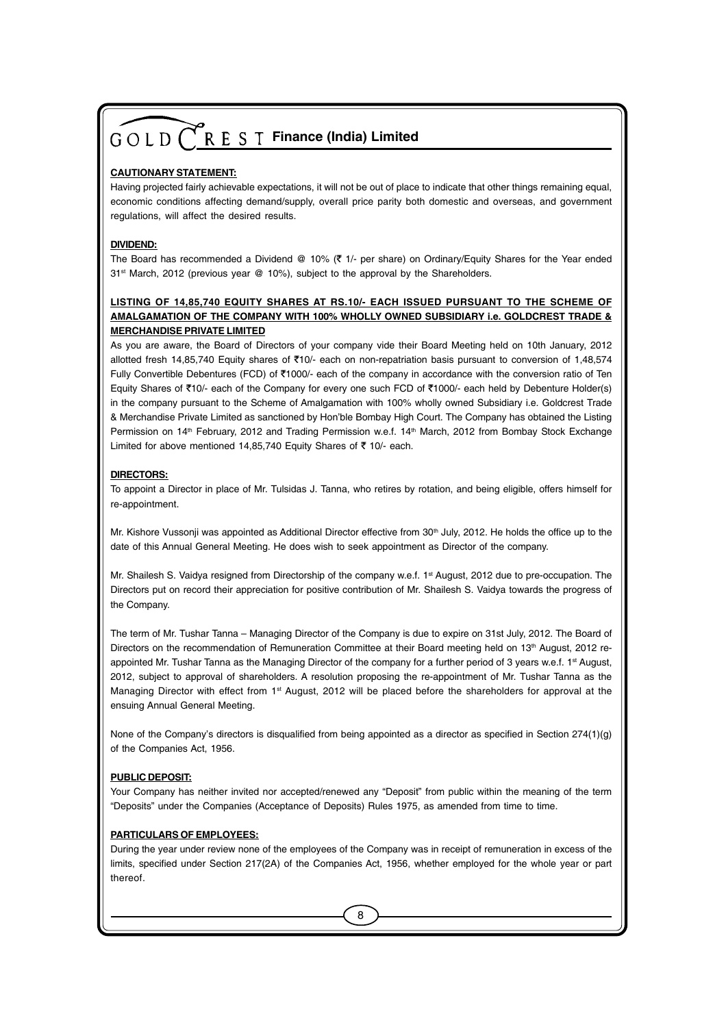**CAUTIONARY STATEMENT:**

Having projected fairly achievable expectations, it will not be out of place to indicate that other things remaining equal, economic conditions affecting demand/supply, overall price parity both domestic and overseas, and government regulations, will affect the desired results.

**DIVIDEND:**

The Board has recommended a Dividend @ 10% (₹ 1/- per share) on Ordinary/Equity Shares for the Year ended 31st March, 2012 (previous year @ 10%), subject to the approval by the Shareholders.

**LISTING OF 14,85,740 EQUITY SHARES AT RS.10/- EACH ISSUED PURSUANT TO THE SCHEME OF AMALGAMATION OF THE COMPANY WITH 100% WHOLLY OWNED SUBSIDIARY i.e. GOLDCREST TRADE & MERCHANDISE PRIVATE LIMITED**

As you are aware, the Board of Directors of your company vide their Board Meeting held on 10th January, 2012 allotted fresh 14,85,740 Equity shares of ₹10/- each on non-repatriation basis pursuant to conversion of 1,48,574 Fully Convertible Debentures (FCD) of ₹1000/- each of the company in accordance with the conversion ratio of Ten Equity Shares of ₹10/- each of the Company for every one such FCD of ₹1000/- each held by Debenture Holder(s) in the company pursuant to the Scheme of Amalgamation with 100% wholly owned Subsidiary i.e. Goldcrest Trade & Merchandise Private Limited as sanctioned by Hon'ble Bombay High Court. The Company has obtained the Listing Permission on 14th February, 2012 and Trading Permission w.e.f. 14th March, 2012 from Bombay Stock Exchange Limited for above mentioned 14,85,740 Equity Shares of ₹ 10/- each.

**DIRECTORS:**

To appoint a Director in place of Mr. Tulsidas J. Tanna, who retires by rotation, and being eligible, offers himself for re-appointment.

Mr. Kishore Vussonji was appointed as Additional Director effective from 30th July, 2012. He holds the office up to the date of this Annual General Meeting. He does wish to seek appointment as Director of the company.

Mr. Shailesh S. Vaidya resigned from Directorship of the company w.e.f. 1st August, 2012 due to pre-occupation. The Directors put on record their appreciation for positive contribution of Mr. Shailesh S. Vaidya towards the progress of the Company.

The term of Mr. Tushar Tanna – Managing Director of the Company is due to expire on 31st July, 2012. The Board of Directors on the recommendation of Remuneration Committee at their Board meeting held on 13th August, 2012 re-appointed Mr. Tushar Tanna as the Managing Director of the company for a further period of 3 years w.e.f. 1st August, 2012, subject to approval of shareholders. A resolution proposing the re-appointment of Mr. Tushar Tanna as the Managing Director with effect from 1st August, 2012 will be placed before the shareholders for approval at the ensuing Annual General Meeting.

None of the Company's directors is disqualified from being appointed as a director as specified in Section 274(1)(g) of the Companies Act, 1956.

**PUBLIC DEPOSIT:**

Your Company has neither invited nor accepted/renewed any "Deposit" from public within the meaning of the term "Deposits" under the Companies (Acceptance of Deposits) Rules 1975, as amended from time to time.

**PARTICULARS OF EMPLOYEES:**

During the year under review none of the employees of the Company was in receipt of remuneration in excess of the limits, specified under Section 217(2A) of the Companies Act, 1956, whether employed for the whole year or part thereof.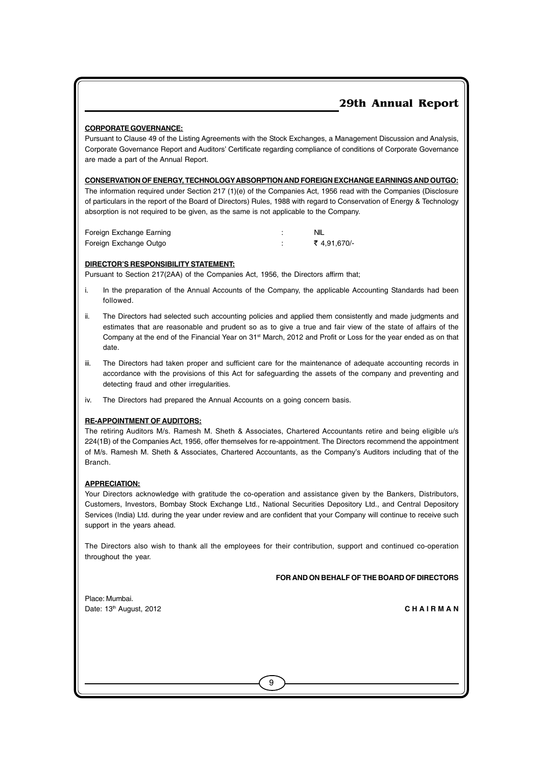**CORPORATE GOVERNANCE:**

Pursuant to Clause 49 of the Listing Agreements with the Stock Exchanges, a Management Discussion and Analysis, Corporate Governance Report and Auditors' Certificate regarding compliance of conditions of Corporate Governance are made a part of the Annual Report.

**CONSERVATION OF ENERGY, TECHNOLOGY ABSORPTION AND FOREIGN EXCHANGE EARNINGS AND OUTGO:**

The information required under Section 217 (1)(e) of the Companies Act, 1956 read with the Companies (Disclosure of particulars in the report of the Board of Directors) Rules, 1988 with regard to Conservation of Energy & Technology absorption is not required to be given, as the same is not applicable to the Company.

| | | |
|---|---|---|
| Foreign Exchange Earning | : | NIL |
| Foreign Exchange Outgo | : | ₹ 4,91,670/- |

**DIRECTOR'S RESPONSIBILITY STATEMENT:**

Pursuant to Section 217(2AA) of the Companies Act, 1956, the Directors affirm that;

i. In the preparation of the Annual Accounts of the Company, the applicable Accounting Standards had been followed.

ii. The Directors had selected such accounting policies and applied them consistently and made judgments and estimates that are reasonable and prudent so as to give a true and fair view of the state of affairs of the Company at the end of the Financial Year on 31st March, 2012 and Profit or Loss for the year ended as on that date.

iii. The Directors had taken proper and sufficient care for the maintenance of adequate accounting records in accordance with the provisions of this Act for safeguarding the assets of the company and preventing and detecting fraud and other irregularities.

iv. The Directors had prepared the Annual Accounts on a going concern basis.

**RE-APPOINTMENT OF AUDITORS:**

The retiring Auditors M/s. Ramesh M. Sheth & Associates, Chartered Accountants retire and being eligible u/s 224(1B) of the Companies Act, 1956, offer themselves for re-appointment. The Directors recommend the appointment of M/s. Ramesh M. Sheth & Associates, Chartered Accountants, as the Company's Auditors including that of the Branch.

**APPRECIATION:**

Your Directors acknowledge with gratitude the co-operation and assistance given by the Bankers, Distributors, Customers, Investors, Bombay Stock Exchange Ltd., National Securities Depository Ltd., and Central Depository Services (India) Ltd. during the year under review and are confident that your Company will continue to receive such support in the years ahead.

The Directors also wish to thank all the employees for their contribution, support and continued co-operation throughout the year.

**FOR AND ON BEHALF OF THE BOARD OF DIRECTORS**

Place: Mumbai.
Date: 13th August, 2012

**CHAIRMAN**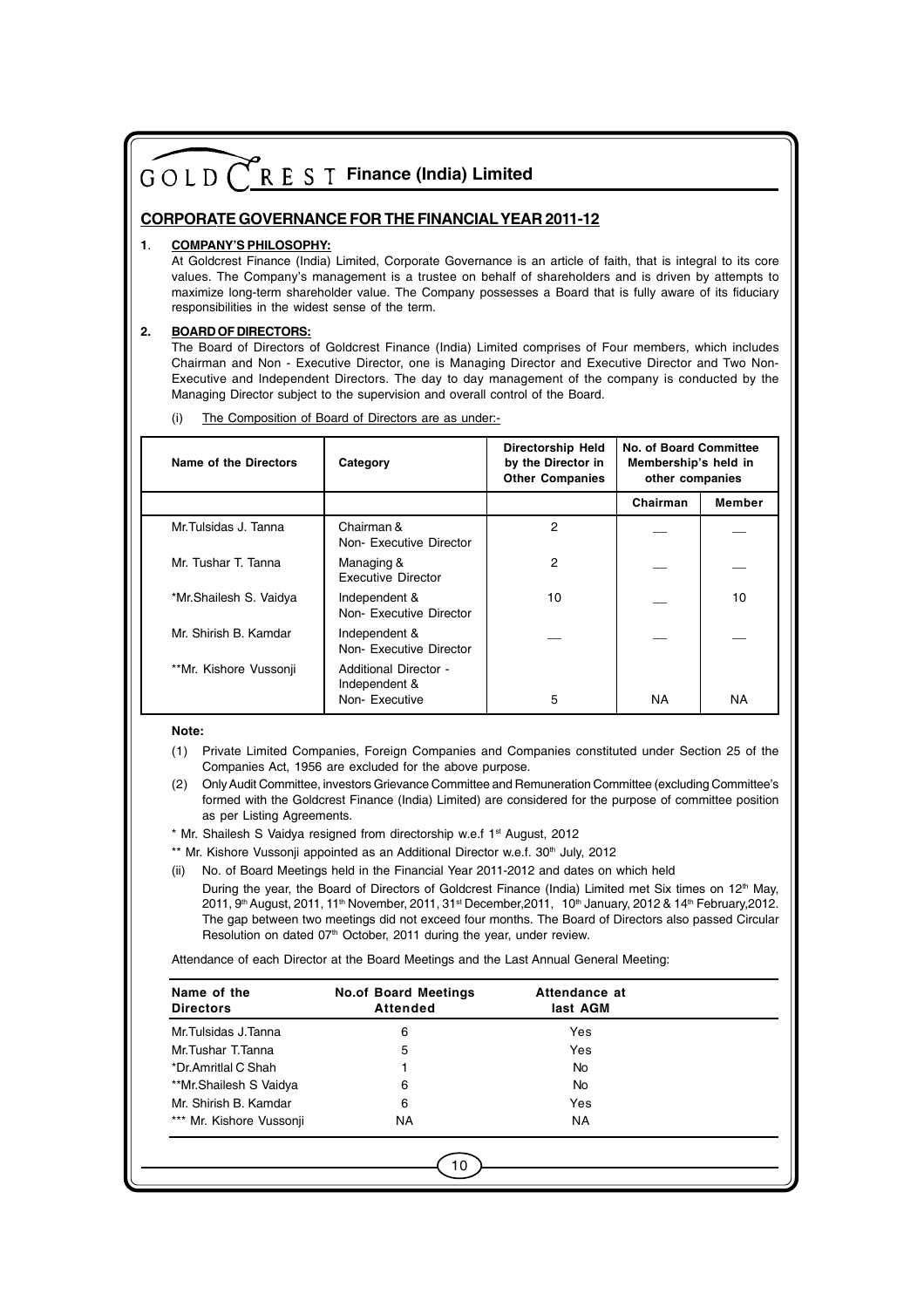## CORPORATE GOVERNANCE FOR THE FINANCIAL YEAR 2011-12

### 1. COMPANY'S PHILOSOPHY:

At Goldcrest Finance (India) Limited, Corporate Governance is an article of faith, that is integral to its core values. The Company's management is a trustee on behalf of shareholders and is driven by attempts to maximize long-term shareholder value. The Company possesses a Board that is fully aware of its fiduciary responsibilities in the widest sense of the term.

### 2. BOARD OF DIRECTORS:

The Board of Directors of Goldcrest Finance (India) Limited comprises of Four members, which includes Chairman and Non - Executive Director, one is Managing Director and Executive Director and Two Non-Executive and Independent Directors. The day to day management of the company is conducted by the Managing Director subject to the supervision and overall control of the Board.

(i) The Composition of Board of Directors are as under:-

| Name of the Directors | Category | Directorship Held by the Director in Other Companies | No. of Board Committee Membership's held in other companies | |
|---|---|---|---|---|
| | | | Chairman | Member |
| Mr.Tulsidas J. Tanna | Chairman & Non- Executive Director | 2 | __ | __ |
| Mr. Tushar T. Tanna | Managing & Executive Director | 2 | __ | __ |
| *Mr.Shailesh S. Vaidya | Independent & Non- Executive Director | 10 | __ | 10 |
| Mr. Shirish B. Kamdar | Independent & Non- Executive Director | __ | __ | __ |
| **Mr. Kishore Vussonji | Additional Director - Independent & Non- Executive | 5 | NA | NA |

**Note:**

(1) Private Limited Companies, Foreign Companies and Companies constituted under Section 25 of the Companies Act, 1956 are excluded for the above purpose.

(2) Only Audit Committee, investors Grievance Committee and Remuneration Committee (excluding Committee's formed with the Goldcrest Finance (India) Limited) are considered for the purpose of committee position as per Listing Agreements.

* Mr. Shailesh S Vaidya resigned from directorship w.e.f 1st August, 2012

** Mr. Kishore Vussonji appointed as an Additional Director w.e.f. 30th July, 2012

(ii) No. of Board Meetings held in the Financial Year 2011-2012 and dates on which held

During the year, the Board of Directors of Goldcrest Finance (India) Limited met Six times on 12th May, 2011, 9th August, 2011, 11th November, 2011, 31st December,2011, 10th January, 2012 & 14th February,2012. The gap between two meetings did not exceed four months. The Board of Directors also passed Circular Resolution on dated 07th October, 2011 during the year, under review.

Attendance of each Director at the Board Meetings and the Last Annual General Meeting:

| Name of the Directors | No.of Board Meetings Attended | Attendance at last AGM |
|---|---|---|
| Mr.Tulsidas J.Tanna | 6 | Yes |
| Mr.Tushar T.Tanna | 5 | Yes |
| *Dr.Amritlal C Shah | 1 | No |
| **Mr.Shailesh S Vaidya | 6 | No |
| Mr. Shirish B. Kamdar | 6 | Yes |
| *** Mr. Kishore Vussonji | NA | NA |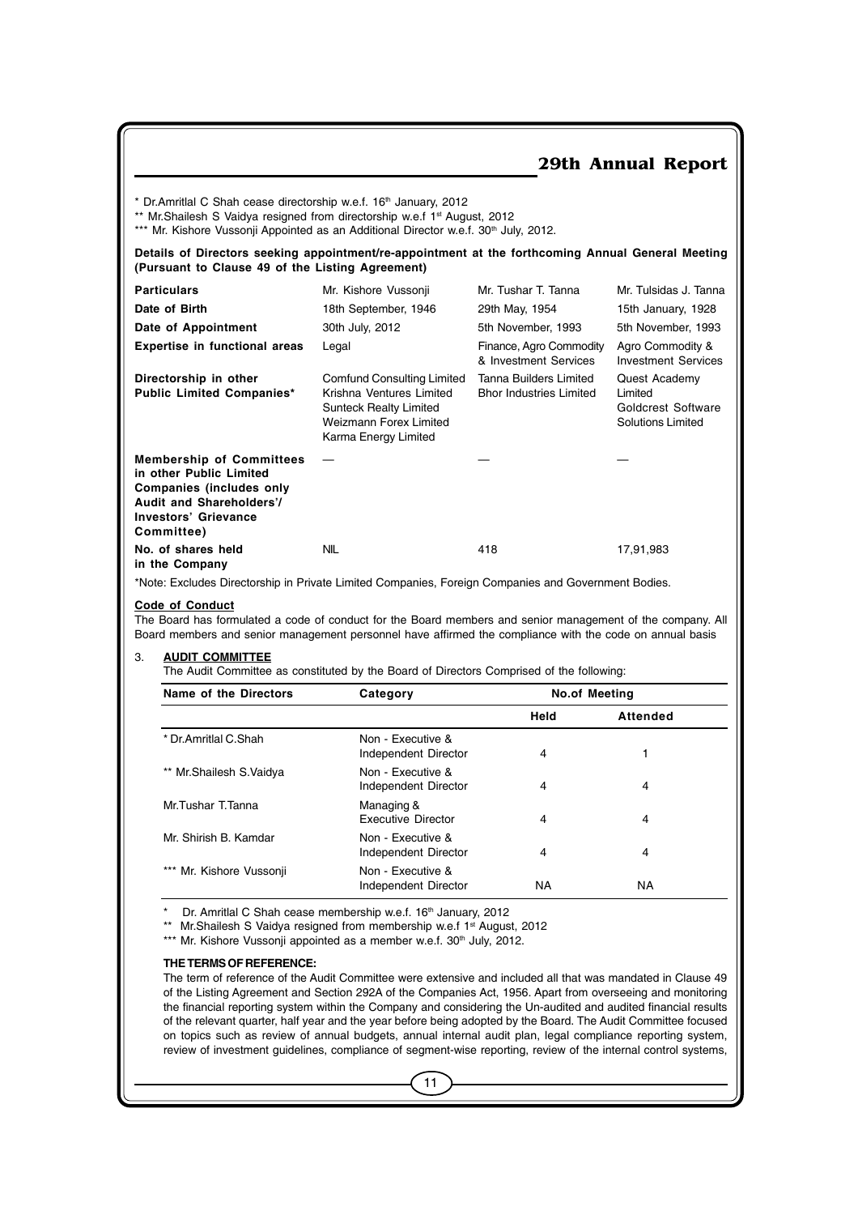\* Dr.Amritlal C Shah cease directorship w.e.f. 16th January, 2012

\*\* Mr.Shailesh S Vaidya resigned from directorship w.e.f 1st August, 2012

\*\*\* Mr. Kishore Vussonji Appointed as an Additional Director w.e.f. 30th July, 2012.

**Details of Directors seeking appointment/re-appointment at the forthcoming Annual General Meeting (Pursuant to Clause 49 of the Listing Agreement)**

| Particulars | Mr. Kishore Vussonji | Mr. Tushar T. Tanna | Mr. Tulsidas J. Tanna |
|---|---|---|---|
| **Date of Birth** | 18th September, 1946 | 29th May, 1954 | 15th January, 1928 |
| **Date of Appointment** | 30th July, 2012 | 5th November, 1993 | 5th November, 1993 |
| **Expertise in functional areas** | Legal | Finance, Agro Commodity & Investment Services | Agro Commodity & Investment Services |
| **Directorship in other Public Limited Companies\*** | Comfund Consulting Limited<br>Krishna Ventures Limited<br>Sunteck Realty Limited<br>Weizmann Forex Limited<br>Karma Energy Limited | Tanna Builders Limited<br>Bhor Industries Limited | Quest Academy Limited<br>Goldcrest Software Solutions Limited |
| **Membership of Committees in other Public Limited Companies (includes only Audit and Shareholders'/ Investors' Grievance Committee)** | — | — | — |
| **No. of shares held in the Company** | NIL | 418 | 17,91,983 |

\*Note: Excludes Directorship in Private Limited Companies, Foreign Companies and Government Bodies.

**Code of Conduct**

The Board has formulated a code of conduct for the Board members and senior management of the company. All Board members and senior management personnel have affirmed the compliance with the code on annual basis

3. **AUDIT COMMITTEE**

The Audit Committee as constituted by the Board of Directors Comprised of the following:

| Name of the Directors | Category | No.of Meeting | |
|---|---|---|---|
| | | Held | Attended |
| \* Dr.Amritlal C.Shah | Non - Executive & Independent Director | 4 | 1 |
| \*\* Mr.Shailesh S.Vaidya | Non - Executive & Independent Director | 4 | 4 |
| Mr.Tushar T.Tanna | Managing & Executive Director | 4 | 4 |
| Mr. Shirish B. Kamdar | Non - Executive & Independent Director | 4 | 4 |
| \*\*\* Mr. Kishore Vussonji | Non - Executive & Independent Director | NA | NA |

\* Dr. Amritlal C Shah cease membership w.e.f. 16th January, 2012

\*\* Mr.Shailesh S Vaidya resigned from membership w.e.f 1st August, 2012

\*\*\* Mr. Kishore Vussonji appointed as a member w.e.f. 30th July, 2012.

**THE TERMS OF REFERENCE:**

The term of reference of the Audit Committee were extensive and included all that was mandated in Clause 49 of the Listing Agreement and Section 292A of the Companies Act, 1956. Apart from overseeing and monitoring the financial reporting system within the Company and considering the Un-audited and audited financial results of the relevant quarter, half year and the year before being adopted by the Board. The Audit Committee focused on topics such as review of annual budgets, annual internal audit plan, legal compliance reporting system, review of investment guidelines, compliance of segment-wise reporting, review of the internal control systems,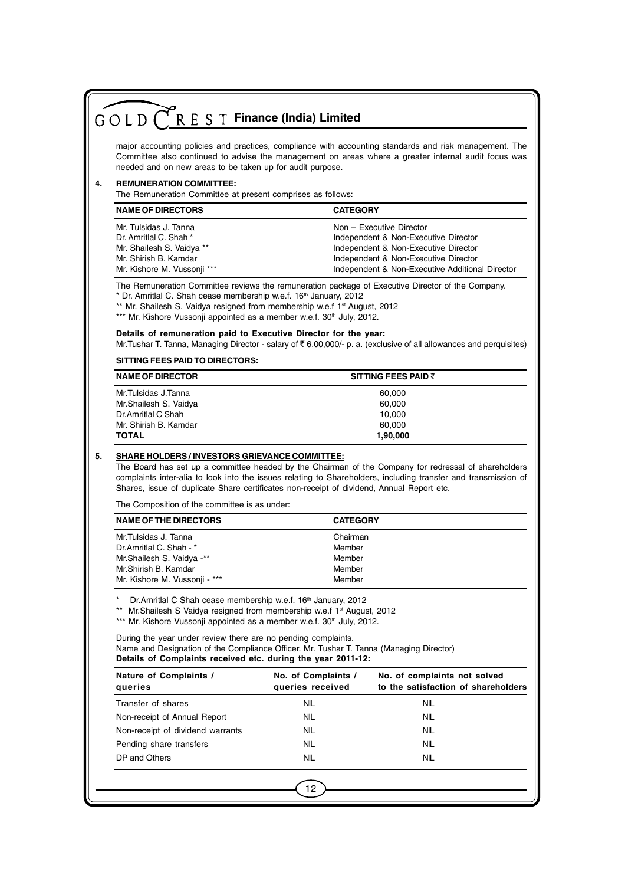major accounting policies and practices, compliance with accounting standards and risk management. The Committee also continued to advise the management on areas where a greater internal audit focus was needed and on new areas to be taken up for audit purpose.

**4. REMUNERATION COMMITTEE:**

The Remuneration Committee at present comprises as follows:

| NAME OF DIRECTORS | CATEGORY |
|---|---|
| Mr. Tulsidas J. Tanna | Non – Executive Director |
| Dr. Amritlal C. Shah * | Independent & Non-Executive Director |
| Mr. Shailesh S. Vaidya ** | Independent & Non-Executive Director |
| Mr. Shirish B. Kamdar | Independent & Non-Executive Director |
| Mr. Kishore M. Vussonji *** | Independent & Non-Executive Additional Director |

The Remuneration Committee reviews the remuneration package of Executive Director of the Company.

\* Dr. Amritlal C. Shah cease membership w.e.f. 16th January, 2012

** Mr. Shailesh S. Vaidya resigned from membership w.e.f 1st August, 2012

*** Mr. Kishore Vussonji appointed as a member w.e.f. 30th July, 2012.

**Details of remuneration paid to Executive Director for the year:**

Mr.Tushar T. Tanna, Managing Director - salary of ₹ 6,00,000/- p. a. (exclusive of all allowances and perquisites)

**SITTING FEES PAID TO DIRECTORS:**

| NAME OF DIRECTOR | SITTING FEES PAID ₹ |
|---|---|
| Mr.Tulsidas J.Tanna | 60,000 |
| Mr.Shailesh S. Vaidya | 60,000 |
| Dr.Amritlal C Shah | 10,000 |
| Mr. Shirish B. Kamdar | 60,000 |
| **TOTAL** | **1,90,000** |

**5. SHARE HOLDERS / INVESTORS GRIEVANCE COMMITTEE:**

The Board has set up a committee headed by the Chairman of the Company for redressal of shareholders complaints inter-alia to look into the issues relating to Shareholders, including transfer and transmission of Shares, issue of duplicate Share certificates non-receipt of dividend, Annual Report etc.

The Composition of the committee is as under:

| NAME OF THE DIRECTORS | CATEGORY |
|---|---|
| Mr.Tulsidas J. Tanna | Chairman |
| Dr.Amritlal C. Shah - * | Member |
| Mr.Shailesh S. Vaidya -** | Member |
| Mr.Shirish B. Kamdar | Member |
| Mr. Kishore M. Vussonji - *** | Member |

\* Dr.Amritlal C Shah cease membership w.e.f. 16th January, 2012

** Mr.Shailesh S Vaidya resigned from membership w.e.f 1st August, 2012

*** Mr. Kishore Vussonji appointed as a member w.e.f. 30th July, 2012.

During the year under review there are no pending complaints.

Name and Designation of the Compliance Officer. Mr. Tushar T. Tanna (Managing Director)

**Details of Complaints received etc. during the year 2011-12:**

| Nature of Complaints / queries | No. of Complaints / queries received | No. of complaints not solved to the satisfaction of shareholders |
|---|---|---|
| Transfer of shares | NIL | NIL |
| Non-receipt of Annual Report | NIL | NIL |
| Non-receipt of dividend warrants | NIL | NIL |
| Pending share transfers | NIL | NIL |
| DP and Others | NIL | NIL |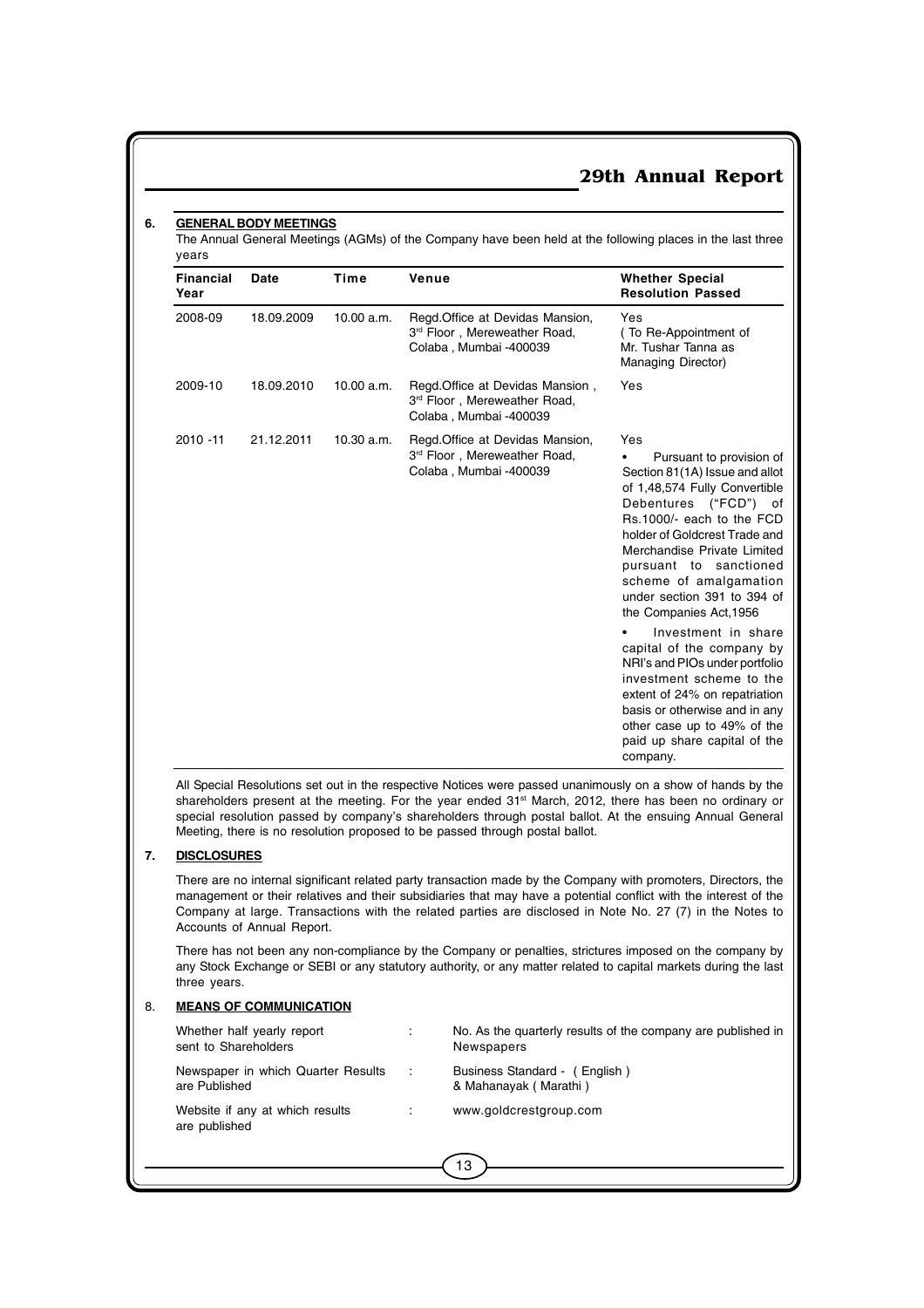## 6. GENERAL BODY MEETINGS

The Annual General Meetings (AGMs) of the Company have been held at the following places in the last three years

| Financial Year | Date | Time | Venue | Whether Special Resolution Passed |
|---|---|---|---|---|
| 2008-09 | 18.09.2009 | 10.00 a.m. | Regd.Office at Devidas Mansion, 3rd Floor , Mereweather Road, Colaba , Mumbai -400039 | Yes ( To Re-Appointment of Mr. Tushar Tanna as Managing Director) |
| 2009-10 | 18.09.2010 | 10.00 a.m. | Regd.Office at Devidas Mansion , 3rd Floor , Mereweather Road, Colaba , Mumbai -400039 | Yes |
| 2010 -11 | 21.12.2011 | 10.30 a.m. | Regd.Office at Devidas Mansion, 3rd Floor , Mereweather Road, Colaba , Mumbai -400039 | Yes<br>• Pursuant to provision of Section 81(1A) Issue and allot of 1,48,574 Fully Convertible Debentures ("FCD") of Rs.1000/- each to the FCD holder of Goldcrest Trade and Merchandise Private Limited pursuant to sanctioned scheme of amalgamation under section 391 to 394 of the Companies Act,1956<br>• Investment in share capital of the company by NRI's and PIOs under portfolio investment scheme to the extent of 24% on repatriation basis or otherwise and in any other case up to 49% of the paid up share capital of the company. |

All Special Resolutions set out in the respective Notices were passed unanimously on a show of hands by the shareholders present at the meeting. For the year ended 31st March, 2012, there has been no ordinary or special resolution passed by company's shareholders through postal ballot. At the ensuing Annual General Meeting, there is no resolution proposed to be passed through postal ballot.

## 7. DISCLOSURES

There are no internal significant related party transaction made by the Company with promoters, Directors, the management or their relatives and their subsidiaries that may have a potential conflict with the interest of the Company at large. Transactions with the related parties are disclosed in Note No. 27 (7) in the Notes to Accounts of Annual Report.

There has not been any non-compliance by the Company or penalties, strictures imposed on the company by any Stock Exchange or SEBI or any statutory authority, or any matter related to capital markets during the last three years.

## 8. MEANS OF COMMUNICATION

| | | |
|---|---|---|
| Whether half yearly report sent to Shareholders | : | No. As the quarterly results of the company are published in Newspapers |
| Newspaper in which Quarter Results are Published | : | Business Standard - ( English ) & Mahanayak ( Marathi ) |
| Website if any at which results are published | : | www.goldcrestgroup.com |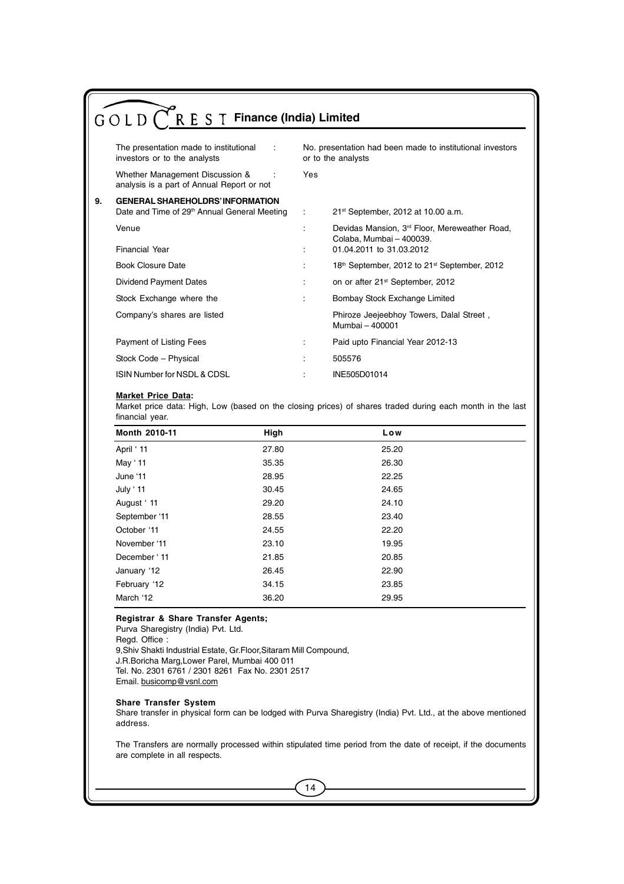| | | |
|---|---|---|
| The presentation made to institutional investors or to the analysts | : | No. presentation had been made to institutional investors or to the analysts |
| Whether Management Discussion & analysis is a part of Annual Report or not | : | Yes |

**9. GENERAL SHAREHOLDRS' INFORMATION**

| | | |
|---|---|---|
| Date and Time of 29th Annual General Meeting | : | 21st September, 2012 at 10.00 a.m. |
| Venue | : | Devidas Mansion, 3rd Floor, Mereweather Road, Colaba, Mumbai – 400039. |
| Financial Year | : | 01.04.2011 to 31.03.2012 |
| Book Closure Date | : | 18th September, 2012 to 21st September, 2012 |
| Dividend Payment Dates | : | on or after 21st September, 2012 |
| Stock Exchange where the Company's shares are listed | : | Bombay Stock Exchange Limited Phiroze Jeejeebhoy Towers, Dalal Street, Mumbai – 400001 |
| Payment of Listing Fees | : | Paid upto Financial Year 2012-13 |
| Stock Code – Physical | : | 505576 |
| ISIN Number for NSDL & CDSL | : | INE505D01014 |

**Market Price Data:**

Market price data: High, Low (based on the closing prices) of shares traded during each month in the last financial year.

| Month 2010-11 | High | Low |
|---|---|---|
| April ' 11 | 27.80 | 25.20 |
| May ' 11 | 35.35 | 26.30 |
| June '11 | 28.95 | 22.25 |
| July ' 11 | 30.45 | 24.65 |
| August ' 11 | 29.20 | 24.10 |
| September '11 | 28.55 | 23.40 |
| October '11 | 24.55 | 22.20 |
| November '11 | 23.10 | 19.95 |
| December ' 11 | 21.85 | 20.85 |
| January '12 | 26.45 | 22.90 |
| February '12 | 34.15 | 23.85 |
| March '12 | 36.20 | 29.95 |

**Registrar & Share Transfer Agents;**

Purva Sharegistry (India) Pvt. Ltd.
Regd. Office :
9,Shiv Shakti Industrial Estate, Gr.Floor,Sitaram Mill Compound,
J.R.Boricha Marg,Lower Parel, Mumbai 400 011
Tel. No. 2301 6761 / 2301 8261 Fax No. 2301 2517
Email. busicomp@vsnl.com

**Share Transfer System**

Share transfer in physical form can be lodged with Purva Sharegistry (India) Pvt. Ltd., at the above mentioned address.

The Transfers are normally processed within stipulated time period from the date of receipt, if the documents are complete in all respects.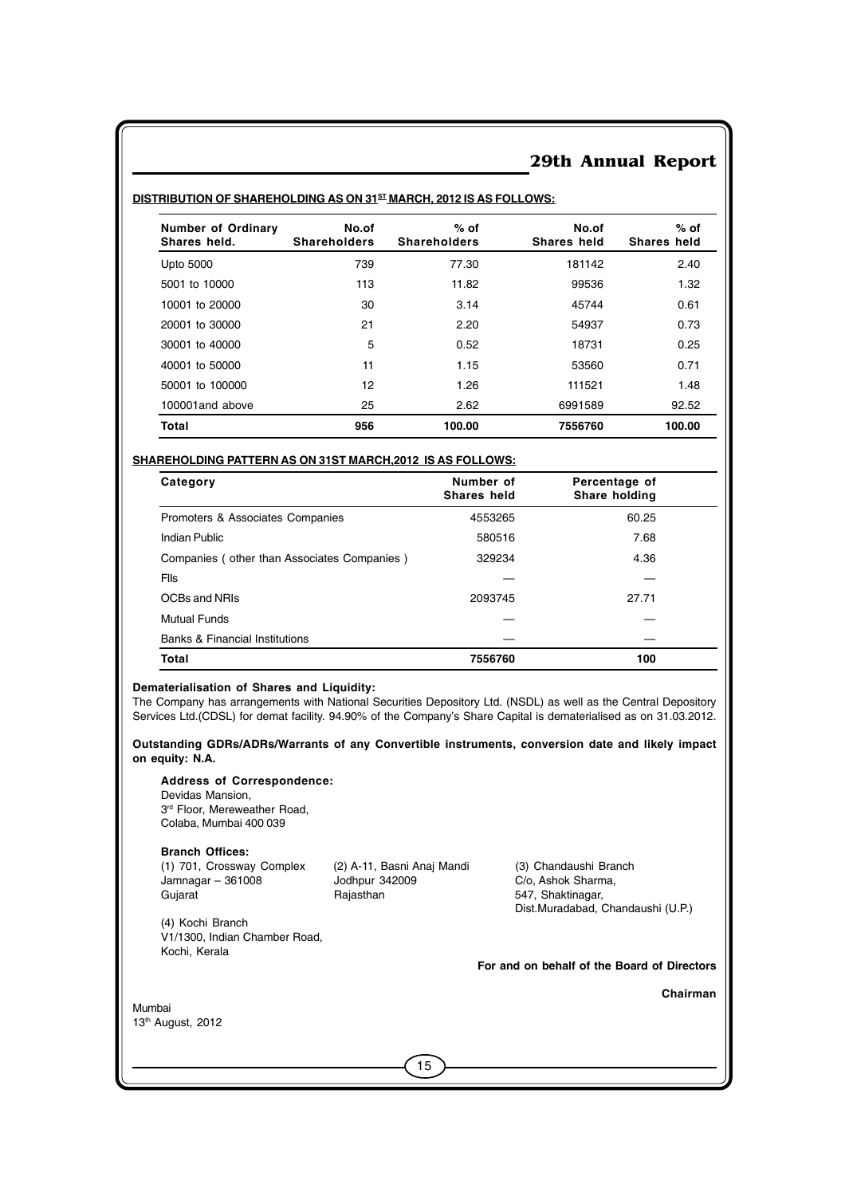**DISTRIBUTION OF SHAREHOLDING AS ON 31ST MARCH, 2012 IS AS FOLLOWS:**

| Number of Ordinary Shares held. | No.of Shareholders | % of Shareholders | No.of Shares held | % of Shares held |
|---|---|---|---|---|
| Upto 5000 | 739 | 77.30 | 181142 | 2.40 |
| 5001 to 10000 | 113 | 11.82 | 99536 | 1.32 |
| 10001 to 20000 | 30 | 3.14 | 45744 | 0.61 |
| 20001 to 30000 | 21 | 2.20 | 54937 | 0.73 |
| 30001 to 40000 | 5 | 0.52 | 18731 | 0.25 |
| 40001 to 50000 | 11 | 1.15 | 53560 | 0.71 |
| 50001 to 100000 | 12 | 1.26 | 111521 | 1.48 |
| 100001and above | 25 | 2.62 | 6991589 | 92.52 |
| **Total** | **956** | **100.00** | **7556760** | **100.00** |

**SHAREHOLDING PATTERN AS ON 31ST MARCH,2012 IS AS FOLLOWS:**

| Category | Number of Shares held | Percentage of Share holding |
|---|---|---|
| Promoters & Associates Companies | 4553265 | 60.25 |
| Indian Public | 580516 | 7.68 |
| Companies ( other than Associates Companies ) | 329234 | 4.36 |
| FIIs | — | — |
| OCBs and NRIs | 2093745 | 27.71 |
| Mutual Funds | — | — |
| Banks & Financial Institutions | — | — |
| **Total** | **7556760** | **100** |

**Dematerialisation of Shares and Liquidity:**

The Company has arrangements with National Securities Depository Ltd. (NSDL) as well as the Central Depository Services Ltd.(CDSL) for demat facility. 94.90% of the Company's Share Capital is dematerialised as on 31.03.2012.

**Outstanding GDRs/ADRs/Warrants of any Convertible instruments, conversion date and likely impact on equity: N.A.**

**Address of Correspondence:**

Devidas Mansion,
3rd Floor, Mereweather Road,
Colaba, Mumbai 400 039

**Branch Offices:**

(1) 701, Crossway Complex
Jamnagar – 361008
Gujarat

(2) A-11, Basni Anaj Mandi
Jodhpur 342009
Rajasthan

(3) Chandaushi Branch
C/o, Ashok Sharma,
547, Shaktinagar,
Dist.Muradabad, Chandaushi (U.P.)

(4) Kochi Branch
V1/1300, Indian Chamber Road,
Kochi, Kerala

**For and on behalf of the Board of Directors**

**Chairman**

Mumbai
13th August, 2012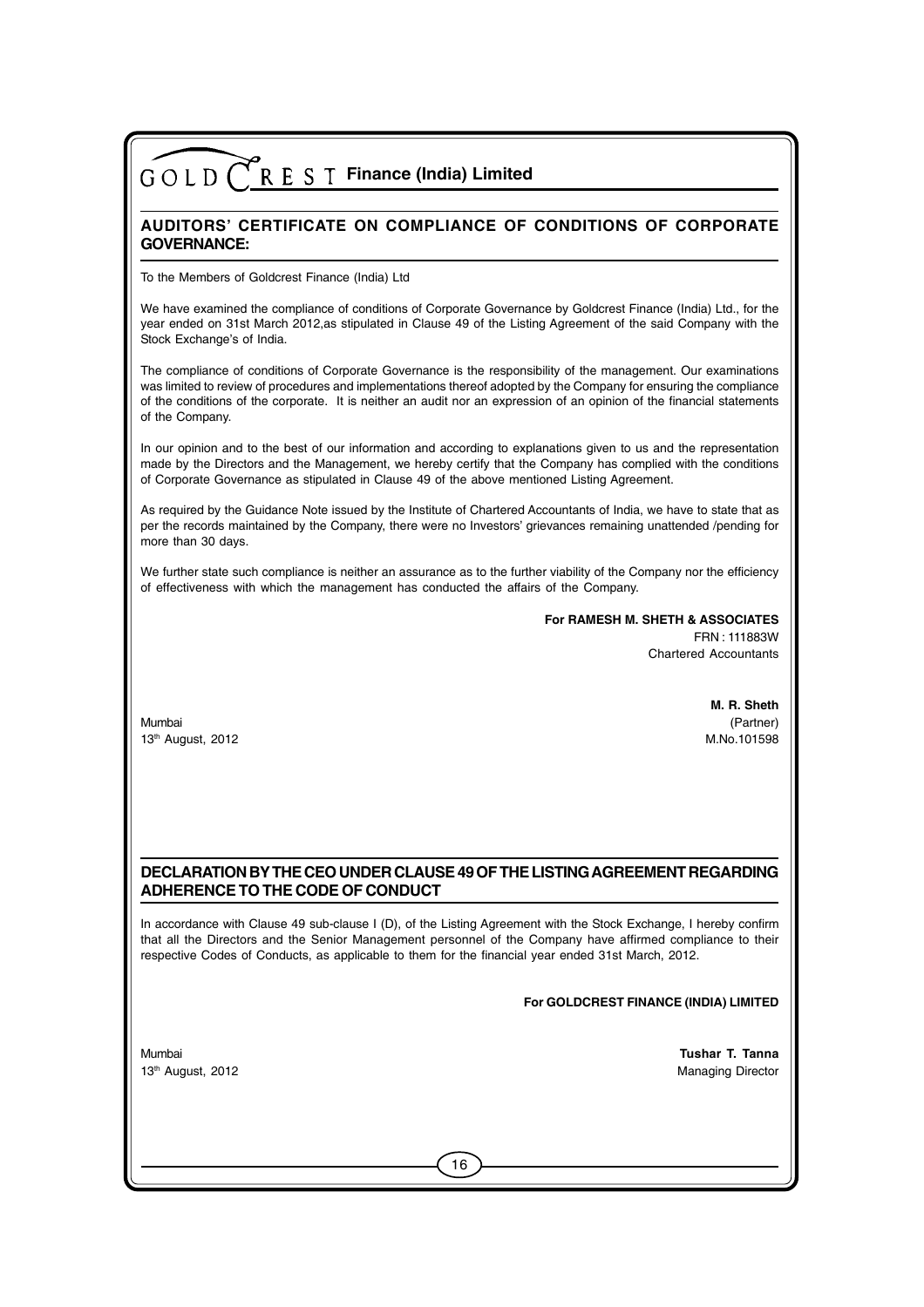## AUDITORS' CERTIFICATE ON COMPLIANCE OF CONDITIONS OF CORPORATE GOVERNANCE:

To the Members of Goldcrest Finance (India) Ltd

We have examined the compliance of conditions of Corporate Governance by Goldcrest Finance (India) Ltd., for the year ended on 31st March 2012,as stipulated in Clause 49 of the Listing Agreement of the said Company with the Stock Exchange's of India.

The compliance of conditions of Corporate Governance is the responsibility of the management. Our examinations was limited to review of procedures and implementations thereof adopted by the Company for ensuring the compliance of the conditions of the corporate. It is neither an audit nor an expression of an opinion of the financial statements of the Company.

In our opinion and to the best of our information and according to explanations given to us and the representation made by the Directors and the Management, we hereby certify that the Company has complied with the conditions of Corporate Governance as stipulated in Clause 49 of the above mentioned Listing Agreement.

As required by the Guidance Note issued by the Institute of Chartered Accountants of India, we have to state that as per the records maintained by the Company, there were no Investors' grievances remaining unattended /pending for more than 30 days.

We further state such compliance is neither an assurance as to the further viability of the Company nor the efficiency of effectiveness with which the management has conducted the affairs of the Company.

**For RAMESH M. SHETH & ASSOCIATES**
FRN : 111883W
Chartered Accountants

**M. R. Sheth**
(Partner)
M.No.101598

Mumbai
13th August, 2012

## DECLARATION BY THE CEO UNDER CLAUSE 49 OF THE LISTING AGREEMENT REGARDING ADHERENCE TO THE CODE OF CONDUCT

In accordance with Clause 49 sub-clause I (D), of the Listing Agreement with the Stock Exchange, I hereby confirm that all the Directors and the Senior Management personnel of the Company have affirmed compliance to their respective Codes of Conducts, as applicable to them for the financial year ended 31st March, 2012.

**For GOLDCREST FINANCE (INDIA) LIMITED**

**Tushar T. Tanna**
Managing Director

Mumbai
13th August, 2012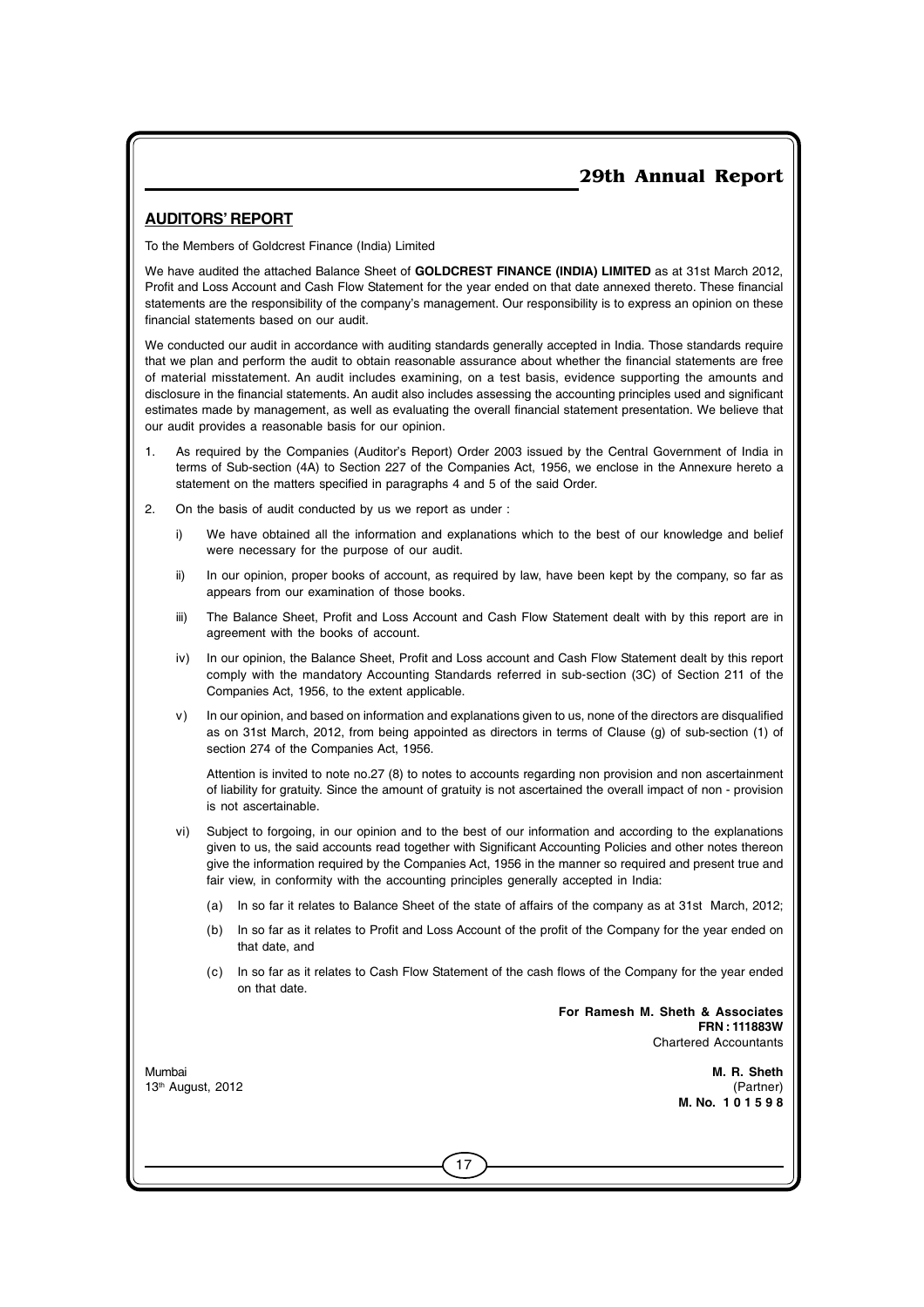## AUDITORS' REPORT

To the Members of Goldcrest Finance (India) Limited

We have audited the attached Balance Sheet of **GOLDCREST FINANCE (INDIA) LIMITED** as at 31st March 2012, Profit and Loss Account and Cash Flow Statement for the year ended on that date annexed thereto. These financial statements are the responsibility of the company's management. Our responsibility is to express an opinion on these financial statements based on our audit.

We conducted our audit in accordance with auditing standards generally accepted in India. Those standards require that we plan and perform the audit to obtain reasonable assurance about whether the financial statements are free of material misstatement. An audit includes examining, on a test basis, evidence supporting the amounts and disclosure in the financial statements. An audit also includes assessing the accounting principles used and significant estimates made by management, as well as evaluating the overall financial statement presentation. We believe that our audit provides a reasonable basis for our opinion.

1. As required by the Companies (Auditor's Report) Order 2003 issued by the Central Government of India in terms of Sub-section (4A) to Section 227 of the Companies Act, 1956, we enclose in the Annexure hereto a statement on the matters specified in paragraphs 4 and 5 of the said Order.

2. On the basis of audit conducted by us we report as under :

   i) We have obtained all the information and explanations which to the best of our knowledge and belief were necessary for the purpose of our audit.

   ii) In our opinion, proper books of account, as required by law, have been kept by the company, so far as appears from our examination of those books.

   iii) The Balance Sheet, Profit and Loss Account and Cash Flow Statement dealt with by this report are in agreement with the books of account.

   iv) In our opinion, the Balance Sheet, Profit and Loss account and Cash Flow Statement dealt by this report comply with the mandatory Accounting Standards referred in sub-section (3C) of Section 211 of the Companies Act, 1956, to the extent applicable.

   v) In our opinion, and based on information and explanations given to us, none of the directors are disqualified as on 31st March, 2012, from being appointed as directors in terms of Clause (g) of sub-section (1) of section 274 of the Companies Act, 1956.

      Attention is invited to note no.27 (8) to notes to accounts regarding non provision and non ascertainment of liability for gratuity. Since the amount of gratuity is not ascertained the overall impact of non - provision is not ascertainable.

   vi) Subject to forgoing, in our opinion and to the best of our information and according to the explanations given to us, the said accounts read together with Significant Accounting Policies and other notes thereon give the information required by the Companies Act, 1956 in the manner so required and present true and fair view, in conformity with the accounting principles generally accepted in India:

      (a) In so far it relates to Balance Sheet of the state of affairs of the company as at 31st March, 2012;

      (b) In so far as it relates to Profit and Loss Account of the profit of the Company for the year ended on that date, and

      (c) In so far as it relates to Cash Flow Statement of the cash flows of the Company for the year ended on that date.

**For Ramesh M. Sheth & Associates**
**FRN : 111883W**
Chartered Accountants

Mumbai
13th August, 2012

**M. R. Sheth**
(Partner)
**M. No. 101598**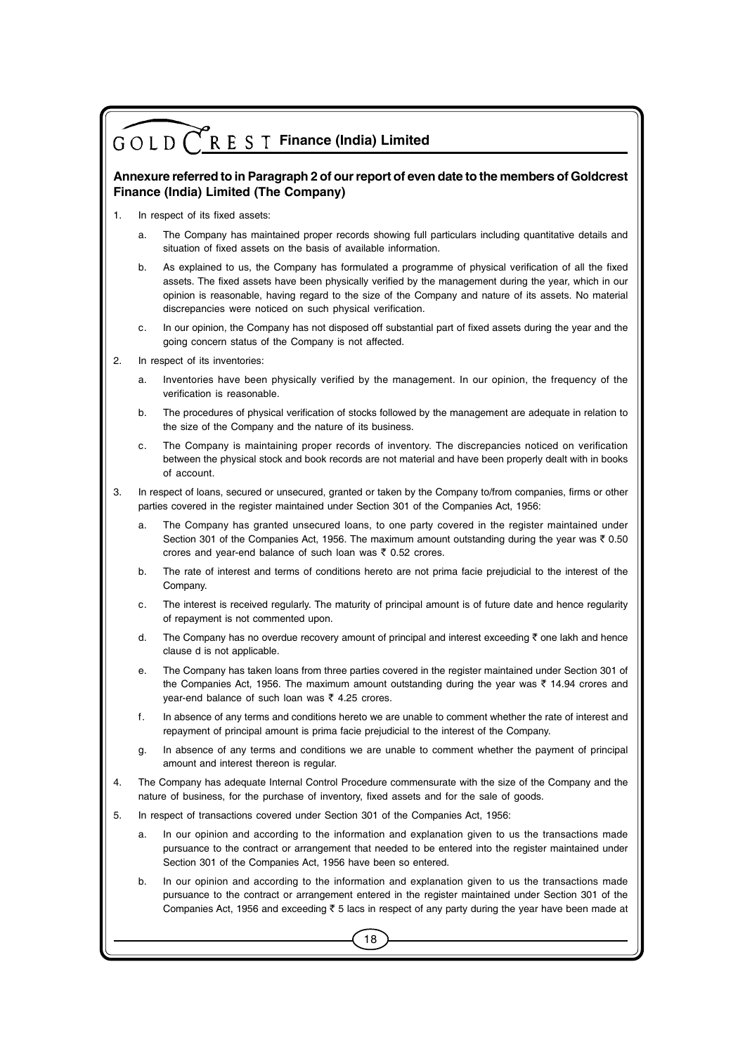## Annexure referred to in Paragraph 2 of our report of even date to the members of Goldcrest Finance (India) Limited (The Company)

1. In respect of its fixed assets:

   a. The Company has maintained proper records showing full particulars including quantitative details and situation of fixed assets on the basis of available information.

   b. As explained to us, the Company has formulated a programme of physical verification of all the fixed assets. The fixed assets have been physically verified by the management during the year, which in our opinion is reasonable, having regard to the size of the Company and nature of its assets. No material discrepancies were noticed on such physical verification.

   c. In our opinion, the Company has not disposed off substantial part of fixed assets during the year and the going concern status of the Company is not affected.

2. In respect of its inventories:

   a. Inventories have been physically verified by the management. In our opinion, the frequency of the verification is reasonable.

   b. The procedures of physical verification of stocks followed by the management are adequate in relation to the size of the Company and the nature of its business.

   c. The Company is maintaining proper records of inventory. The discrepancies noticed on verification between the physical stock and book records are not material and have been properly dealt with in books of account.

3. In respect of loans, secured or unsecured, granted or taken by the Company to/from companies, firms or other parties covered in the register maintained under Section 301 of the Companies Act, 1956:

   a. The Company has granted unsecured loans, to one party covered in the register maintained under Section 301 of the Companies Act, 1956. The maximum amount outstanding during the year was ₹ 0.50 crores and year-end balance of such loan was ₹ 0.52 crores.

   b. The rate of interest and terms of conditions hereto are not prima facie prejudicial to the interest of the Company.

   c. The interest is received regularly. The maturity of principal amount is of future date and hence regularity of repayment is not commented upon.

   d. The Company has no overdue recovery amount of principal and interest exceeding ₹ one lakh and hence clause d is not applicable.

   e. The Company has taken loans from three parties covered in the register maintained under Section 301 of the Companies Act, 1956. The maximum amount outstanding during the year was ₹ 14.94 crores and year-end balance of such loan was ₹ 4.25 crores.

   f. In absence of any terms and conditions hereto we are unable to comment whether the rate of interest and repayment of principal amount is prima facie prejudicial to the interest of the Company.

   g. In absence of any terms and conditions we are unable to comment whether the payment of principal amount and interest thereon is regular.

4. The Company has adequate Internal Control Procedure commensurate with the size of the Company and the nature of business, for the purchase of inventory, fixed assets and for the sale of goods.

5. In respect of transactions covered under Section 301 of the Companies Act, 1956:

   a. In our opinion and according to the information and explanation given to us the transactions made pursuance to the contract or arrangement that needed to be entered into the register maintained under Section 301 of the Companies Act, 1956 have been so entered.

   b. In our opinion and according to the information and explanation given to us the transactions made pursuance to the contract or arrangement entered in the register maintained under Section 301 of the Companies Act, 1956 and exceeding ₹ 5 lacs in respect of any party during the year have been made at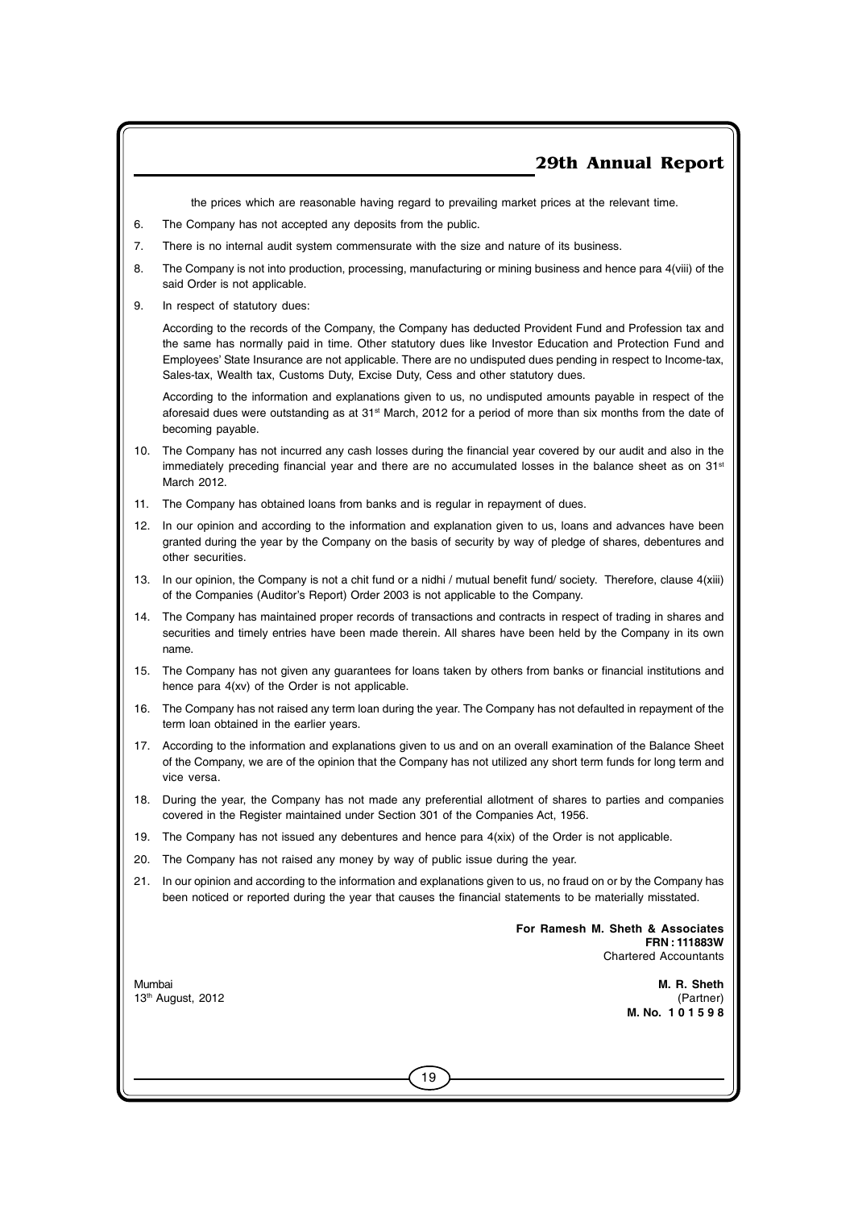the prices which are reasonable having regard to prevailing market prices at the relevant time.

6. The Company has not accepted any deposits from the public.
7. There is no internal audit system commensurate with the size and nature of its business.
8. The Company is not into production, processing, manufacturing or mining business and hence para 4(viii) of the said Order is not applicable.
9. In respect of statutory dues:

   According to the records of the Company, the Company has deducted Provident Fund and Profession tax and the same has normally paid in time. Other statutory dues like Investor Education and Protection Fund and Employees' State Insurance are not applicable. There are no undisputed dues pending in respect to Income-tax, Sales-tax, Wealth tax, Customs Duty, Excise Duty, Cess and other statutory dues.

   According to the information and explanations given to us, no undisputed amounts payable in respect of the aforesaid dues were outstanding as at 31st March, 2012 for a period of more than six months from the date of becoming payable.

10. The Company has not incurred any cash losses during the financial year covered by our audit and also in the immediately preceding financial year and there are no accumulated losses in the balance sheet as on 31st March 2012.
11. The Company has obtained loans from banks and is regular in repayment of dues.
12. In our opinion and according to the information and explanation given to us, loans and advances have been granted during the year by the Company on the basis of security by way of pledge of shares, debentures and other securities.
13. In our opinion, the Company is not a chit fund or a nidhi / mutual benefit fund/ society. Therefore, clause 4(xiii) of the Companies (Auditor's Report) Order 2003 is not applicable to the Company.
14. The Company has maintained proper records of transactions and contracts in respect of trading in shares and securities and timely entries have been made therein. All shares have been held by the Company in its own name.
15. The Company has not given any guarantees for loans taken by others from banks or financial institutions and hence para 4(xv) of the Order is not applicable.
16. The Company has not raised any term loan during the year. The Company has not defaulted in repayment of the term loan obtained in the earlier years.
17. According to the information and explanations given to us and on an overall examination of the Balance Sheet of the Company, we are of the opinion that the Company has not utilized any short term funds for long term and vice versa.
18. During the year, the Company has not made any preferential allotment of shares to parties and companies covered in the Register maintained under Section 301 of the Companies Act, 1956.
19. The Company has not issued any debentures and hence para 4(xix) of the Order is not applicable.
20. The Company has not raised any money by way of public issue during the year.
21. In our opinion and according to the information and explanations given to us, no fraud on or by the Company has been noticed or reported during the year that causes the financial statements to be materially misstated.

**For Ramesh M. Sheth & Associates**
**FRN : 111883W**
Chartered Accountants

Mumbai
13th August, 2012

**M. R. Sheth**
(Partner)
**M. No. 101598**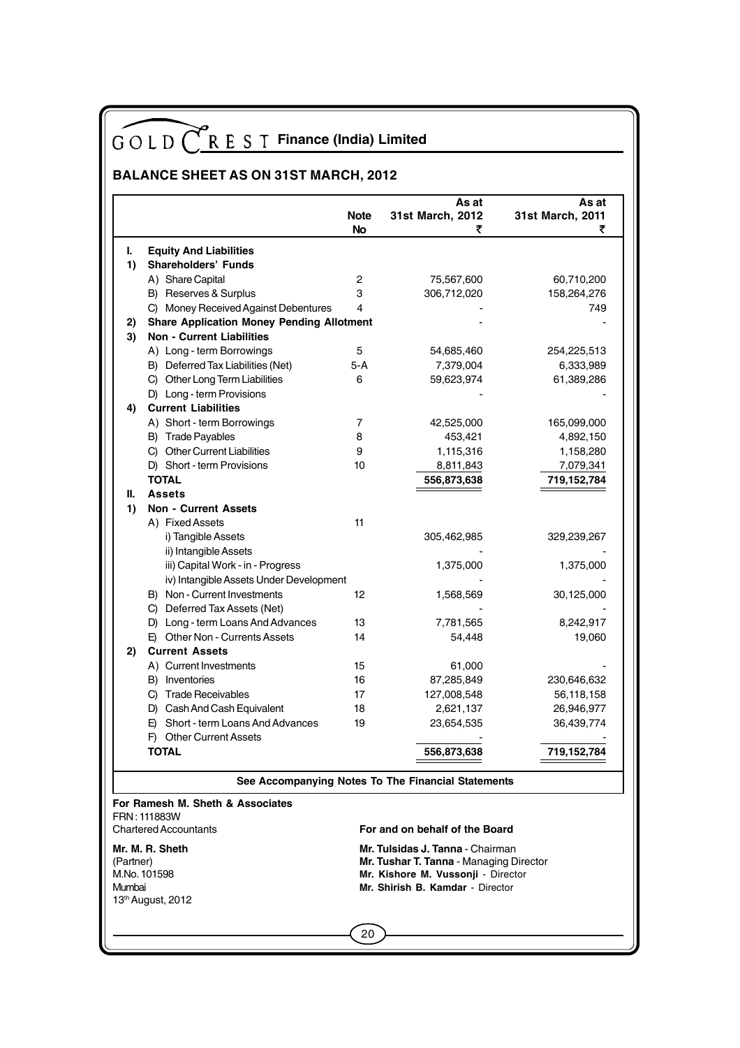# GOLD CREST Finance (India) Limited

## BALANCE SHEET AS ON 31ST MARCH, 2012

| | | Note No | As at 31st March, 2012 ₹ | As at 31st March, 2011 ₹ |
|---|---|---|---|---|
| **I.** | **Equity And Liabilities** | | | |
| **1)** | **Shareholders' Funds** | | | |
| | A) Share Capital | 2 | 75,567,600 | 60,710,200 |
| | B) Reserves & Surplus | 3 | 306,712,020 | 158,264,276 |
| | C) Money Received Against Debentures | 4 | - | 749 |
| **2)** | **Share Application Money Pending Allotment** | | - | - |
| **3)** | **Non - Current Liabilities** | | | |
| | A) Long - term Borrowings | 5 | 54,685,460 | 254,225,513 |
| | B) Deferred Tax Liabilities (Net) | 5-A | 7,379,004 | 6,333,989 |
| | C) Other Long Term Liabilities | 6 | 59,623,974 | 61,389,286 |
| | D) Long - term Provisions | | - | - |
| **4)** | **Current Liabilities** | | | |
| | A) Short - term Borrowings | 7 | 42,525,000 | 165,099,000 |
| | B) Trade Payables | 8 | 453,421 | 4,892,150 |
| | C) Other Current Liabilities | 9 | 1,115,316 | 1,158,280 |
| | D) Short - term Provisions | 10 | 8,811,843 | 7,079,341 |
| | **TOTAL** | | **556,873,638** | **719,152,784** |
| **II.** | **Assets** | | | |
| **1)** | **Non - Current Assets** | | | |
| | A) Fixed Assets | 11 | | |
| | i) Tangible Assets | | 305,462,985 | 329,239,267 |
| | ii) Intangible Assets | | - | - |
| | iii) Capital Work - in - Progress | | 1,375,000 | 1,375,000 |
| | iv) Intangible Assets Under Development | | - | - |
| | B) Non - Current Investments | 12 | 1,568,569 | 30,125,000 |
| | C) Deferred Tax Assets (Net) | | - | - |
| | D) Long - term Loans And Advances | 13 | 7,781,565 | 8,242,917 |
| | E) Other Non - Currents Assets | 14 | 54,448 | 19,060 |
| **2)** | **Current Assets** | | | |
| | A) Current Investments | 15 | 61,000 | - |
| | B) Inventories | 16 | 87,285,849 | 230,646,632 |
| | C) Trade Receivables | 17 | 127,008,548 | 56,118,158 |
| | D) Cash And Cash Equivalent | 18 | 2,621,137 | 26,946,977 |
| | E) Short - term Loans And Advances | 19 | 23,654,535 | 36,439,774 |
| | F) Other Current Assets | | - | - |
| | **TOTAL** | | **556,873,638** | **719,152,784** |

**See Accompanying Notes To The Financial Statements**

**For Ramesh M. Sheth & Associates**
FRN : 111883W
Chartered Accountants

**Mr. M. R. Sheth**
(Partner)
M.No. 101598
Mumbai
13th August, 2012

**For and on behalf of the Board**

**Mr. Tulsidas J. Tanna** - Chairman
**Mr. Tushar T. Tanna** - Managing Director
**Mr. Kishore M. Vussonji** - Director
**Mr. Shirish B. Kamdar** - Director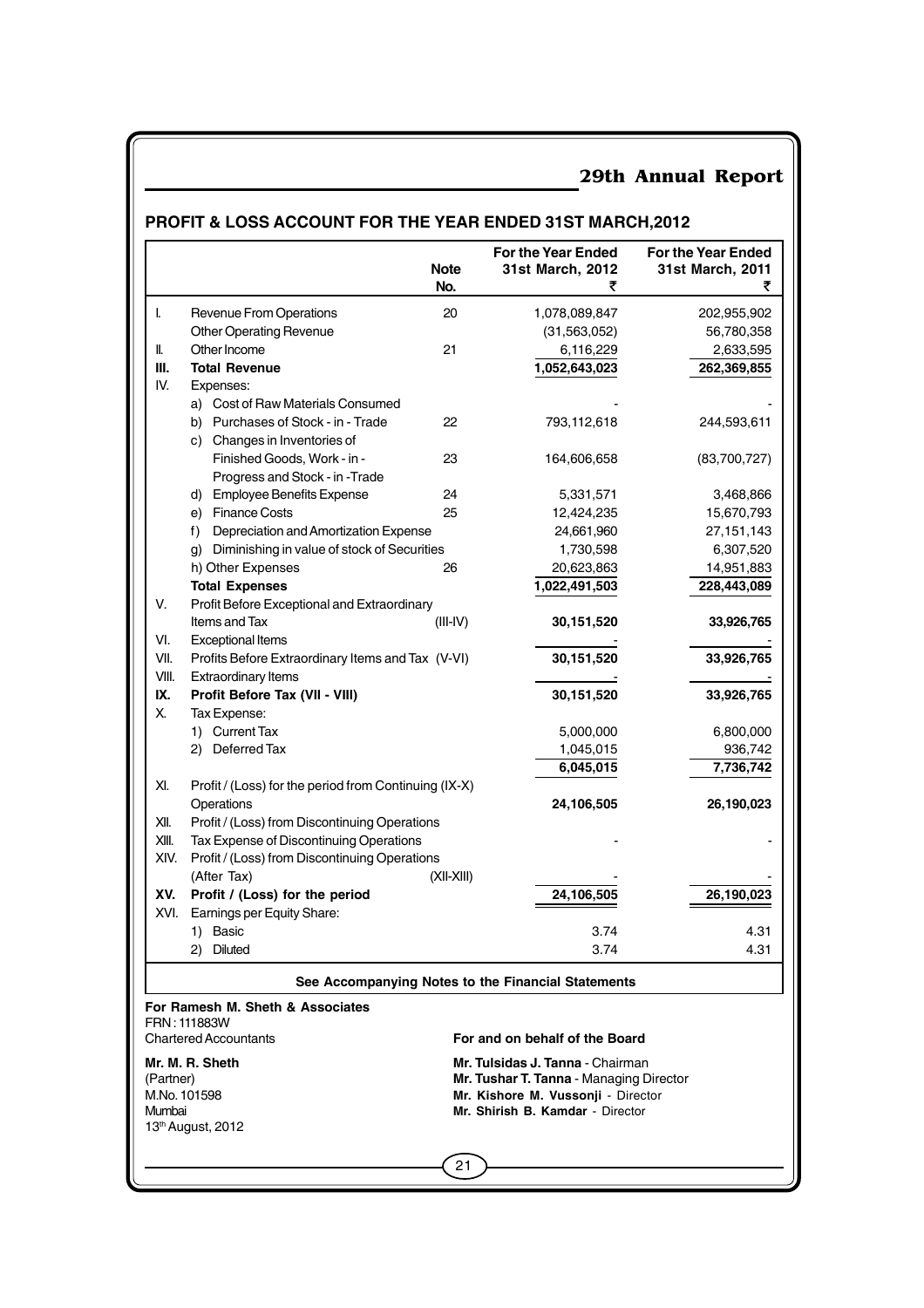## PROFIT & LOSS ACCOUNT FOR THE YEAR ENDED 31ST MARCH,2012

| | | Note No. | For the Year Ended 31st March, 2012 ₹ | For the Year Ended 31st March, 2011 ₹ |
|---|---|---|---|---|
| I. | Revenue From Operations | 20 | 1,078,089,847 | 202,955,902 |
| | Other Operating Revenue | | (31,563,052) | 56,780,358 |
| II. | Other Income | 21 | 6,116,229 | 2,633,595 |
| **III.** | **Total Revenue** | | **1,052,643,023** | **262,369,855** |
| IV. | Expenses: | | | |
| | a) Cost of Raw Materials Consumed | | - | - |
| | b) Purchases of Stock - in - Trade | 22 | 793,112,618 | 244,593,611 |
| | c) Changes in Inventories of Finished Goods, Work - in - Progress and Stock - in -Trade | 23 | 164,606,658 | (83,700,727) |
| | d) Employee Benefits Expense | 24 | 5,331,571 | 3,468,866 |
| | e) Finance Costs | 25 | 12,424,235 | 15,670,793 |
| | f) Depreciation and Amortization Expense | | 24,661,960 | 27,151,143 |
| | g) Diminishing in value of stock of Securities | | 1,730,598 | 6,307,520 |
| | h) Other Expenses | 26 | 20,623,863 | 14,951,883 |
| | **Total Expenses** | | **1,022,491,503** | **228,443,089** |
| V. | Profit Before Exceptional and Extraordinary Items and Tax | (III-IV) | **30,151,520** | **33,926,765** |
| VI. | Exceptional Items | | - | - |
| VII. | Profits Before Extraordinary Items and Tax (V-VI) | | **30,151,520** | **33,926,765** |
| VIII. | Extraordinary Items | | - | - |
| **IX.** | **Profit Before Tax (VII - VIII)** | | **30,151,520** | **33,926,765** |
| X. | Tax Expense: | | | |
| | 1) Current Tax | | 5,000,000 | 6,800,000 |
| | 2) Deferred Tax | | 1,045,015 | 936,742 |
| | | | **6,045,015** | **7,736,742** |
| XI. | Profit / (Loss) for the period from Continuing (IX-X) Operations | | **24,106,505** | **26,190,023** |
| XII. | Profit / (Loss) from Discontinuing Operations | | | |
| XIII. | Tax Expense of Discontinuing Operations | | - | - |
| XIV. | Profit / (Loss) from Discontinuing Operations (After Tax) | (XII-XIII) | - | - |
| **XV.** | **Profit / (Loss) for the period** | | **24,106,505** | **26,190,023** |
| XVI. | Earnings per Equity Share: | | | |
| | 1) Basic | | 3.74 | 4.31 |
| | 2) Diluted | | 3.74 | 4.31 |

**See Accompanying Notes to the Financial Statements**

**For Ramesh M. Sheth & Associates**
FRN : 111883W
Chartered Accountants

**Mr. M. R. Sheth**
(Partner)
M.No. 101598
Mumbai
13th August, 2012

**For and on behalf of the Board**

**Mr. Tulsidas J. Tanna** - Chairman
**Mr. Tushar T. Tanna** - Managing Director
**Mr. Kishore M. Vussonji** - Director
**Mr. Shirish B. Kamdar** - Director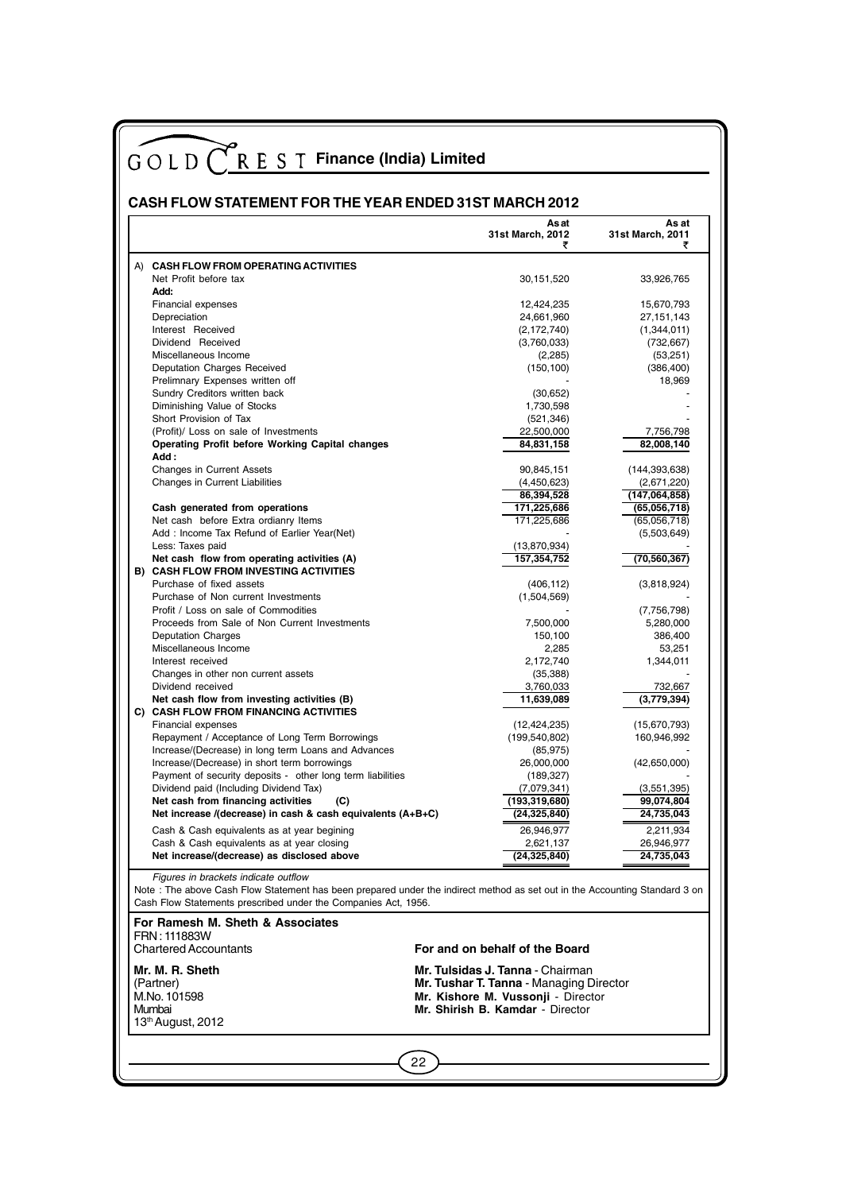# GOLD CREST Finance (India) Limited

## CASH FLOW STATEMENT FOR THE YEAR ENDED 31ST MARCH 2012

| | As at 31st March, 2012 ₹ | As at 31st March, 2011 ₹ |
|---|---|---|
| **A) CASH FLOW FROM OPERATING ACTIVITIES** | | |
| Net Profit before tax | 30,151,520 | 33,926,765 |
| **Add:** | | |
| Financial expenses | 12,424,235 | 15,670,793 |
| Depreciation | 24,661,960 | 27,151,143 |
| Interest Received | (2,172,740) | (1,344,011) |
| Dividend Received | (3,760,033) | (732,667) |
| Miscellaneous Income | (2,285) | (53,251) |
| Deputation Charges Received | (150,100) | (386,400) |
| Prelimnary Expenses written off | - | 18,969 |
| Sundry Creditors written back | (30,652) | - |
| Diminishing Value of Stocks | 1,730,598 | - |
| Short Provision of Tax | (521,346) | - |
| (Profit)/ Loss on sale of Investments | 22,500,000 | 7,756,798 |
| **Operating Profit before Working Capital changes** | **84,831,158** | **82,008,140** |
| **Add :** | | |
| Changes in Current Assets | 90,845,151 | (144,393,638) |
| Changes in Current Liabilities | (4,450,623) | (2,671,220) |
| | **86,394,528** | **(147,064,858)** |
| **Cash generated from operations** | **171,225,686** | **(65,056,718)** |
| Net cash before Extra ordianry Items | 171,225,686 | (65,056,718) |
| Add : Income Tax Refund of Earlier Year(Net) | - | (5,503,649) |
| Less: Taxes paid | (13,870,934) | - |
| **Net cash flow from operating activities (A)** | **157,354,752** | **(70,560,367)** |
| **B) CASH FLOW FROM INVESTING ACTIVITIES** | | |
| Purchase of fixed assets | (406,112) | (3,818,924) |
| Purchase of Non current Investments | (1,504,569) | - |
| Profit / Loss on sale of Commodities | - | (7,756,798) |
| Proceeds from Sale of Non Current Investments | 7,500,000 | 5,280,000 |
| Deputation Charges | 150,100 | 386,400 |
| Miscellaneous Income | 2,285 | 53,251 |
| Interest received | 2,172,740 | 1,344,011 |
| Changes in other non current assets | (35,388) | - |
| Dividend received | 3,760,033 | 732,667 |
| **Net cash flow from investing activities (B)** | **11,639,089** | **(3,779,394)** |
| **C) CASH FLOW FROM FINANCING ACTIVITIES** | | |
| Financial expenses | (12,424,235) | (15,670,793) |
| Repayment / Acceptance of Long Term Borrowings | (199,540,802) | 160,946,992 |
| Increase/(Decrease) in long term Loans and Advances | (85,975) | - |
| Increase/(Decrease) in short term borrowings | 26,000,000 | (42,650,000) |
| Payment of security deposits - other long term liabilities | (189,327) | - |
| Dividend paid (Including Dividend Tax) | (7,079,341) | (3,551,395) |
| **Net cash from financing activities (C)** | **(193,319,680)** | **99,074,804** |
| **Net increase /(decrease) in cash & cash equivalents (A+B+C)** | **(24,325,840)** | **24,735,043** |
| Cash & Cash equivalents as at year begining | 26,946,977 | 2,211,934 |
| Cash & Cash equivalents as at year closing | 2,621,137 | 26,946,977 |
| **Net increase/(decrease) as disclosed above** | **(24,325,840)** | **24,735,043** |

*Figures in brackets indicate outflow*

Note : The above Cash Flow Statement has been prepared under the indirect method as set out in the Accounting Standard 3 on Cash Flow Statements prescribed under the Companies Act, 1956.

**For Ramesh M. Sheth & Associates**
FRN : 111883W
Chartered Accountants

**Mr. M. R. Sheth**
(Partner)
M.No. 101598
Mumbai
13th August, 2012

**For and on behalf of the Board**

**Mr. Tulsidas J. Tanna** - Chairman
**Mr. Tushar T. Tanna** - Managing Director
**Mr. Kishore M. Vussonji** - Director
**Mr. Shirish B. Kamdar** - Director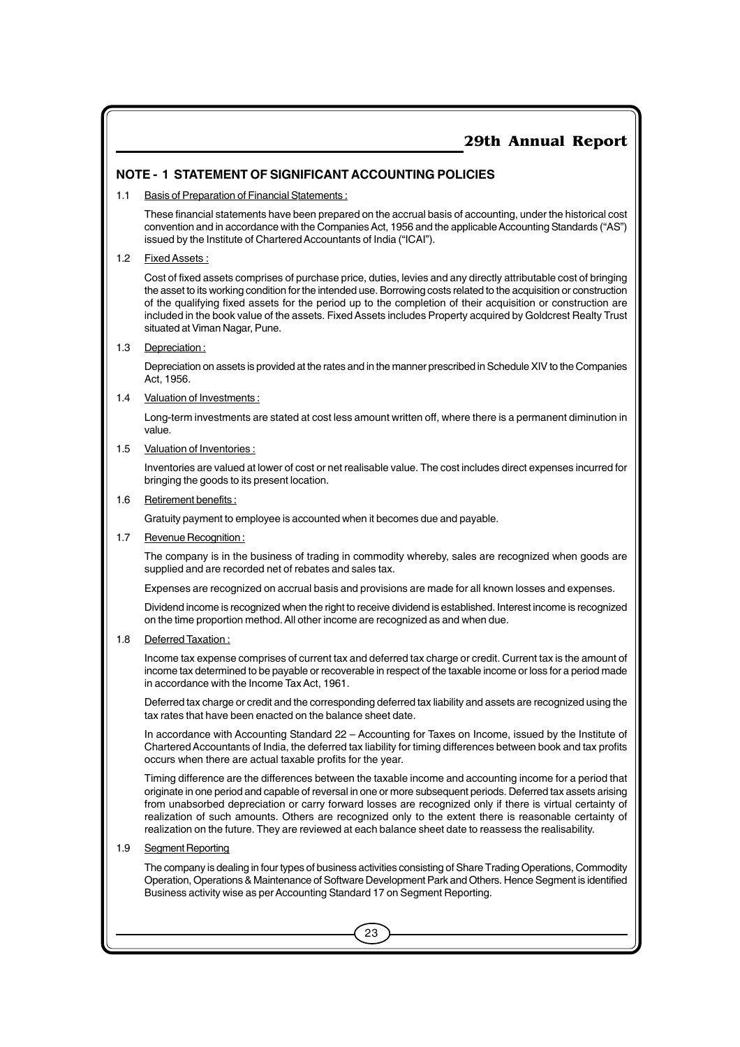## NOTE - 1 STATEMENT OF SIGNIFICANT ACCOUNTING POLICIES

1.1 Basis of Preparation of Financial Statements :

These financial statements have been prepared on the accrual basis of accounting, under the historical cost convention and in accordance with the Companies Act, 1956 and the applicable Accounting Standards ("AS") issued by the Institute of Chartered Accountants of India ("ICAI").

1.2 Fixed Assets :

Cost of fixed assets comprises of purchase price, duties, levies and any directly attributable cost of bringing the asset to its working condition for the intended use. Borrowing costs related to the acquisition or construction of the qualifying fixed assets for the period up to the completion of their acquisition or construction are included in the book value of the assets. Fixed Assets includes Property acquired by Goldcrest Realty Trust situated at Viman Nagar, Pune.

1.3 Depreciation :

Depreciation on assets is provided at the rates and in the manner prescribed in Schedule XIV to the Companies Act, 1956.

1.4 Valuation of Investments :

Long-term investments are stated at cost less amount written off, where there is a permanent diminution in value.

1.5 Valuation of Inventories :

Inventories are valued at lower of cost or net realisable value. The cost includes direct expenses incurred for bringing the goods to its present location.

1.6 Retirement benefits :

Gratuity payment to employee is accounted when it becomes due and payable.

1.7 Revenue Recognition :

The company is in the business of trading in commodity whereby, sales are recognized when goods are supplied and are recorded net of rebates and sales tax.

Expenses are recognized on accrual basis and provisions are made for all known losses and expenses.

Dividend income is recognized when the right to receive dividend is established. Interest income is recognized on the time proportion method. All other income are recognized as and when due.

1.8 Deferred Taxation :

Income tax expense comprises of current tax and deferred tax charge or credit. Current tax is the amount of income tax determined to be payable or recoverable in respect of the taxable income or loss for a period made in accordance with the Income Tax Act, 1961.

Deferred tax charge or credit and the corresponding deferred tax liability and assets are recognized using the tax rates that have been enacted on the balance sheet date.

In accordance with Accounting Standard 22 – Accounting for Taxes on Income, issued by the Institute of Chartered Accountants of India, the deferred tax liability for timing differences between book and tax profits occurs when there are actual taxable profits for the year.

Timing difference are the differences between the taxable income and accounting income for a period that originate in one period and capable of reversal in one or more subsequent periods. Deferred tax assets arising from unabsorbed depreciation or carry forward losses are recognized only if there is virtual certainty of realization of such amounts. Others are recognized only to the extent there is reasonable certainty of realization on the future. They are reviewed at each balance sheet date to reassess the realisability.

1.9 Segment Reporting

The company is dealing in four types of business activities consisting of Share Trading Operations, Commodity Operation, Operations & Maintenance of Software Development Park and Others. Hence Segment is identified Business activity wise as per Accounting Standard 17 on Segment Reporting.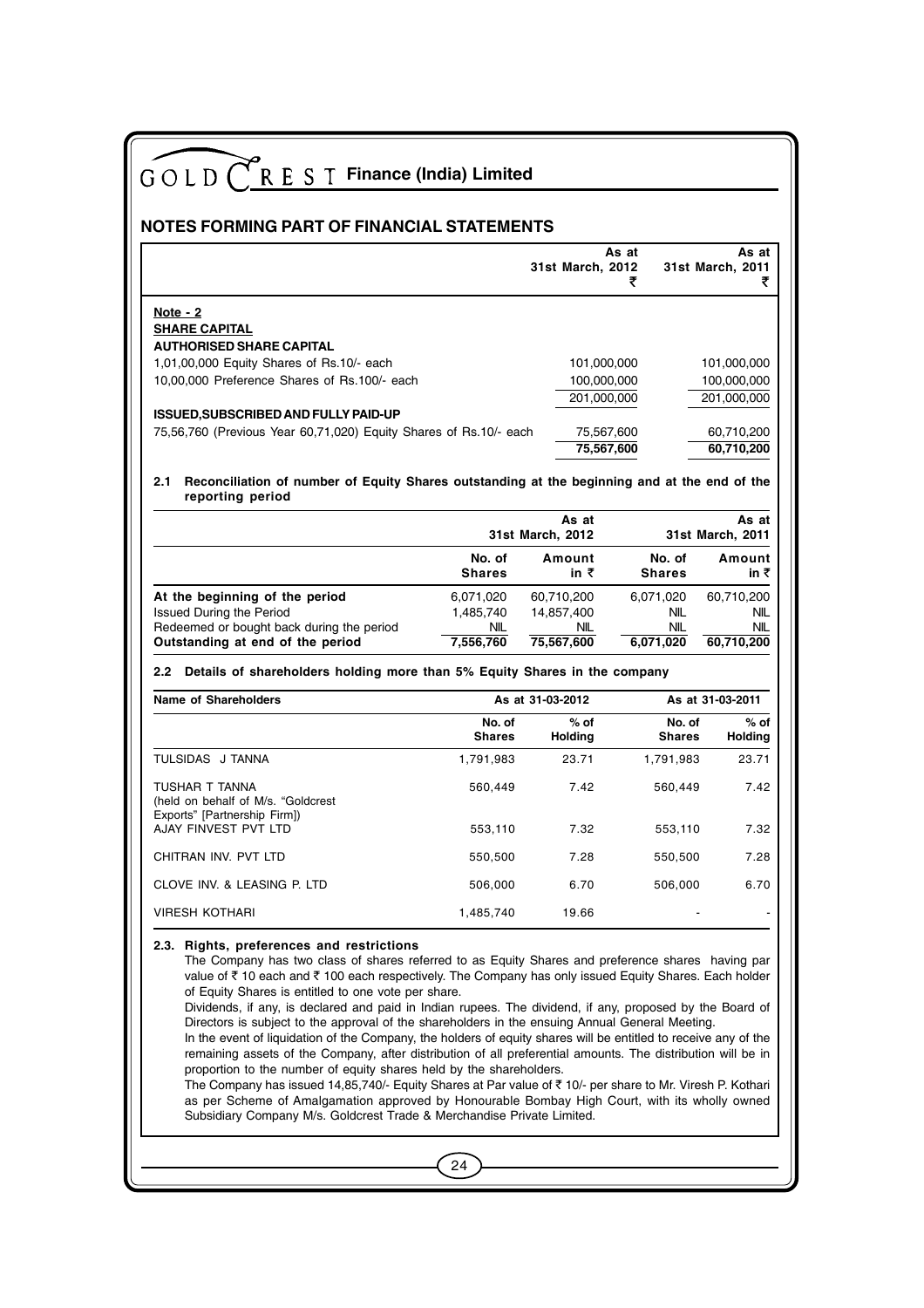## NOTES FORMING PART OF FINANCIAL STATEMENTS

| | As at 31st March, 2012 ₹ | As at 31st March, 2011 ₹ |
|---|---|---|
| **Note - 2** | | |
| **SHARE CAPITAL** | | |
| **AUTHORISED SHARE CAPITAL** | | |
| 1,01,00,000 Equity Shares of Rs.10/- each | 101,000,000 | 101,000,000 |
| 10,00,000 Preference Shares of Rs.100/- each | 100,000,000 | 100,000,000 |
| | 201,000,000 | 201,000,000 |
| **ISSUED,SUBSCRIBED AND FULLY PAID-UP** | | |
| 75,56,760 (Previous Year 60,71,020) Equity Shares of Rs.10/- each | 75,567,600 | 60,710,200 |
| | **75,567,600** | **60,710,200** |

**2.1 Reconciliation of number of Equity Shares outstanding at the beginning and at the end of the reporting period**

| | As at 31st March, 2012 | | As at 31st March, 2011 | |
|---|---|---|---|---|
| | No. of Shares | Amount in ₹ | No. of Shares | Amount in ₹ |
| **At the beginning of the period** | 6,071,020 | 60,710,200 | 6,071,020 | 60,710,200 |
| Issued During the Period | 1,485,740 | 14,857,400 | NIL | NIL |
| Redeemed or bought back during the period | NIL | NIL | NIL | NIL |
| **Outstanding at end of the period** | **7,556,760** | **75,567,600** | **6,071,020** | **60,710,200** |

**2.2 Details of shareholders holding more than 5% Equity Shares in the company**

| Name of Shareholders | As at 31-03-2012 | | As at 31-03-2011 | |
|---|---|---|---|---|
| | No. of Shares | % of Holding | No. of Shares | % of Holding |
| TULSIDAS J TANNA | 1,791,983 | 23.71 | 1,791,983 | 23.71 |
| TUSHAR T TANNA (held on behalf of M/s. "Goldcrest Exports" [Partnership Firm]) | 560,449 | 7.42 | 560,449 | 7.42 |
| AJAY FINVEST PVT LTD | 553,110 | 7.32 | 553,110 | 7.32 |
| CHITRAN INV. PVT LTD | 550,500 | 7.28 | 550,500 | 7.28 |
| CLOVE INV. & LEASING P. LTD | 506,000 | 6.70 | 506,000 | 6.70 |
| VIRESH KOTHARI | 1,485,740 | 19.66 | - | - |

**2.3. Rights, preferences and restrictions**

The Company has two class of shares referred to as Equity Shares and preference shares having par value of ₹ 10 each and ₹ 100 each respectively. The Company has only issued Equity Shares. Each holder of Equity Shares is entitled to one vote per share.

Dividends, if any, is declared and paid in Indian rupees. The dividend, if any, proposed by the Board of Directors is subject to the approval of the shareholders in the ensuing Annual General Meeting.

In the event of liquidation of the Company, the holders of equity shares will be entitled to receive any of the remaining assets of the Company, after distribution of all preferential amounts. The distribution will be in proportion to the number of equity shares held by the shareholders.

The Company has issued 14,85,740/- Equity Shares at Par value of ₹ 10/- per share to Mr. Viresh P. Kothari as per Scheme of Amalgamation approved by Honourable Bombay High Court, with its wholly owned Subsidiary Company M/s. Goldcrest Trade & Merchandise Private Limited.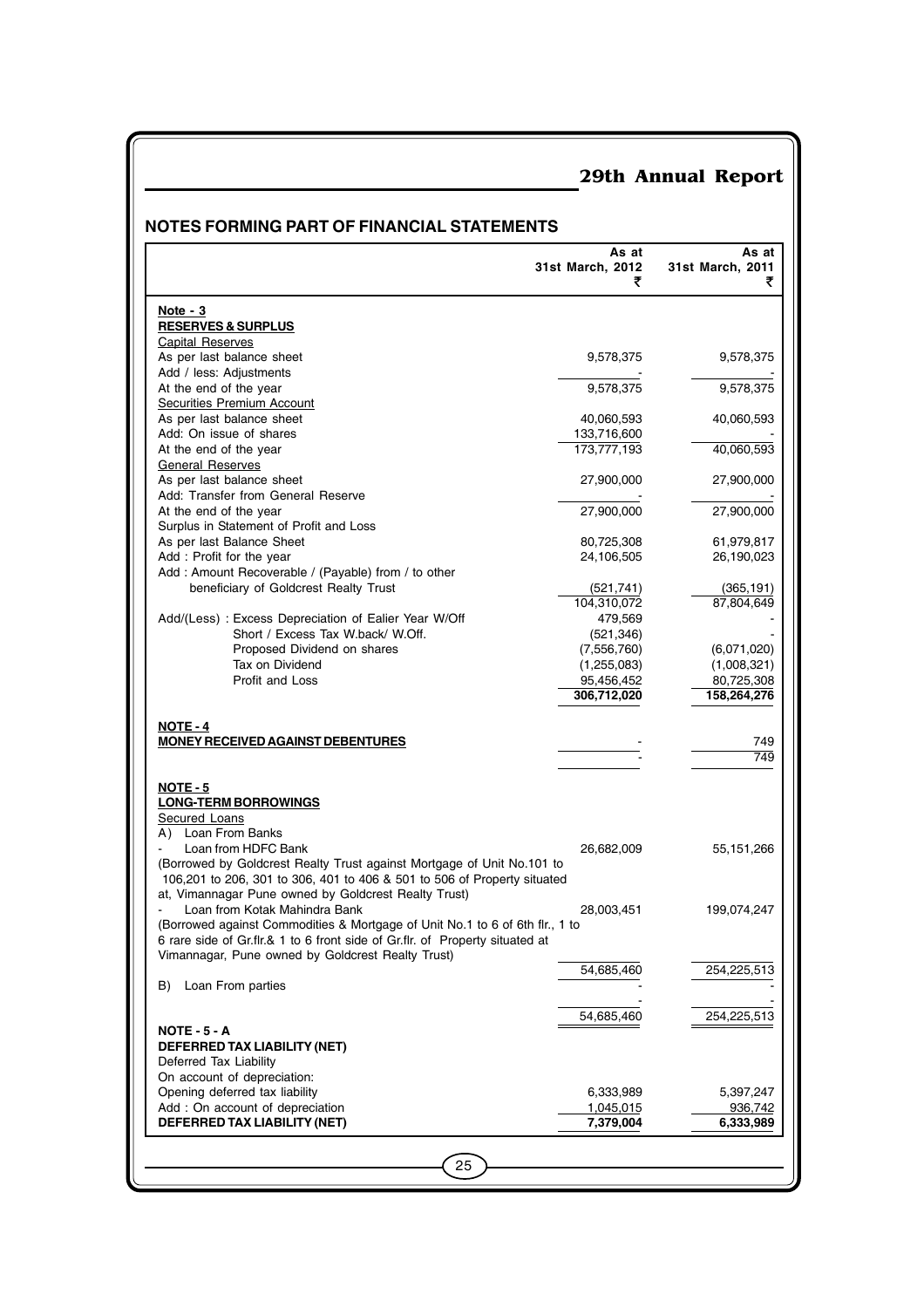## NOTES FORMING PART OF FINANCIAL STATEMENTS

| | As at 31st March, 2012 ₹ | As at 31st March, 2011 ₹ |
|---|---|---|
| **Note - 3** | | |
| **RESERVES & SURPLUS** | | |
| Capital Reserves | | |
| As per last balance sheet | 9,578,375 | 9,578,375 |
| Add / less: Adjustments | - | - |
| At the end of the year | 9,578,375 | 9,578,375 |
| Securities Premium Account | | |
| As per last balance sheet | 40,060,593 | 40,060,593 |
| Add: On issue of shares | 133,716,600 | - |
| At the end of the year | 173,777,193 | 40,060,593 |
| General Reserves | | |
| As per last balance sheet | 27,900,000 | 27,900,000 |
| Add: Transfer from General Reserve | - | - |
| At the end of the year | 27,900,000 | 27,900,000 |
| Surplus in Statement of Profit and Loss | | |
| As per last Balance Sheet | 80,725,308 | 61,979,817 |
| Add : Profit for the year | 24,106,505 | 26,190,023 |
| Add : Amount Recoverable / (Payable) from / to other beneficiary of Goldcrest Realty Trust | (521,741) | (365,191) |
| | 104,310,072 | 87,804,649 |
| Add/(Less) : Excess Depreciation of Ealier Year W/Off | 479,569 | - |
| Short / Excess Tax W.back/ W.Off. | (521,346) | - |
| Proposed Dividend on shares | (7,556,760) | (6,071,020) |
| Tax on Dividend | (1,255,083) | (1,008,321) |
| Profit and Loss | 95,456,452 | 80,725,308 |
| | **306,712,020** | **158,264,276** |
| **NOTE - 4** | | |
| **MONEY RECEIVED AGAINST DEBENTURES** | - | 749 |
| | - | 749 |
| **NOTE - 5** | | |
| **LONG-TERM BORROWINGS** | | |
| Secured Loans | | |
| A) Loan From Banks | | |
| - Loan from HDFC Bank | 26,682,009 | 55,151,266 |
| (Borrowed by Goldcrest Realty Trust against Mortgage of Unit No.101 to 106,201 to 206, 301 to 306, 401 to 406 & 501 to 506 of Property situated at, Vimannagar Pune owned by Goldcrest Realty Trust) | | |
| - Loan from Kotak Mahindra Bank | 28,003,451 | 199,074,247 |
| (Borrowed against Commodities & Mortgage of Unit No.1 to 6 of 6th flr., 1 to 6 rare side of Gr.flr.& 1 to 6 front side of Gr.flr. of Property situated at Vimannagar, Pune owned by Goldcrest Realty Trust) | | |
| | 54,685,460 | 254,225,513 |
| B) Loan From parties | - | - |
| | - | - |
| | 54,685,460 | 254,225,513 |
| **NOTE - 5 - A** | | |
| **DEFERRED TAX LIABILITY (NET)** | | |
| Deferred Tax Liability | | |
| On account of depreciation: | | |
| Opening deferred tax liability | 6,333,989 | 5,397,247 |
| Add : On account of depreciation | 1,045,015 | 936,742 |
| **DEFERRED TAX LIABILITY (NET)** | **7,379,004** | **6,333,989** |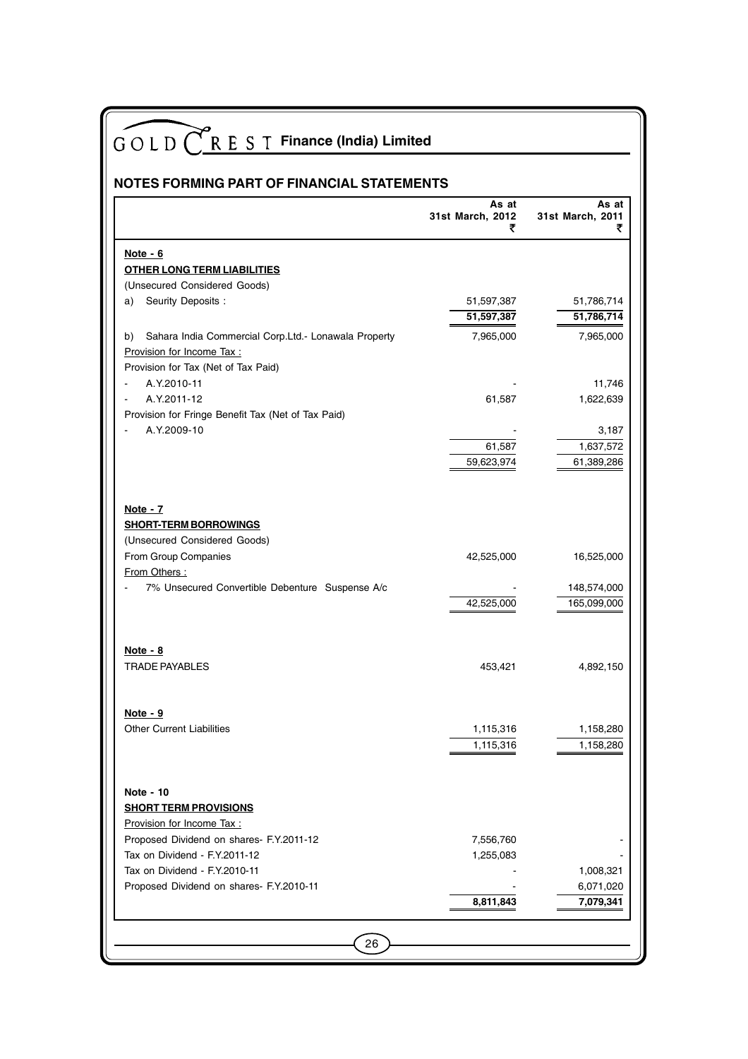# GOLD CREST Finance (India) Limited

## NOTES FORMING PART OF FINANCIAL STATEMENTS

| | As at 31st March, 2012 ₹ | As at 31st March, 2011 ₹ |
|---|---|---|
| **Note - 6** | | |
| **OTHER LONG TERM LIABILITIES** | | |
| (Unsecured Considered Goods) | | |
| a) Seurity Deposits : | 51,597,387 | 51,786,714 |
| | **51,597,387** | **51,786,714** |
| b) Sahara India Commercial Corp.Ltd.- Lonawala Property | 7,965,000 | 7,965,000 |
| Provision for Income Tax : | | |
| Provision for Tax (Net of Tax Paid) | | |
| - A.Y.2010-11 | - | 11,746 |
| - A.Y.2011-12 | 61,587 | 1,622,639 |
| Provision for Fringe Benefit Tax (Net of Tax Paid) | | |
| - A.Y.2009-10 | - | 3,187 |
| | 61,587 | 1,637,572 |
| | 59,623,974 | 61,389,286 |
| **Note - 7** | | |
| **SHORT-TERM BORROWINGS** | | |
| (Unsecured Considered Goods) | | |
| From Group Companies | 42,525,000 | 16,525,000 |
| From Others : | | |
| - 7% Unsecured Convertible Debenture Suspense A/c | - | 148,574,000 |
| | 42,525,000 | 165,099,000 |
| **Note - 8** | | |
| TRADE PAYABLES | 453,421 | 4,892,150 |
| **Note - 9** | | |
| Other Current Liabilities | 1,115,316 | 1,158,280 |
| | 1,115,316 | 1,158,280 |
| **Note - 10** | | |
| **SHORT TERM PROVISIONS** | | |
| Provision for Income Tax : | | |
| Proposed Dividend on shares- F.Y.2011-12 | 7,556,760 | - |
| Tax on Dividend - F.Y.2011-12 | 1,255,083 | - |
| Tax on Dividend - F.Y.2010-11 | - | 1,008,321 |
| Proposed Dividend on shares- F.Y.2010-11 | - | 6,071,020 |
| | **8,811,843** | **7,079,341** |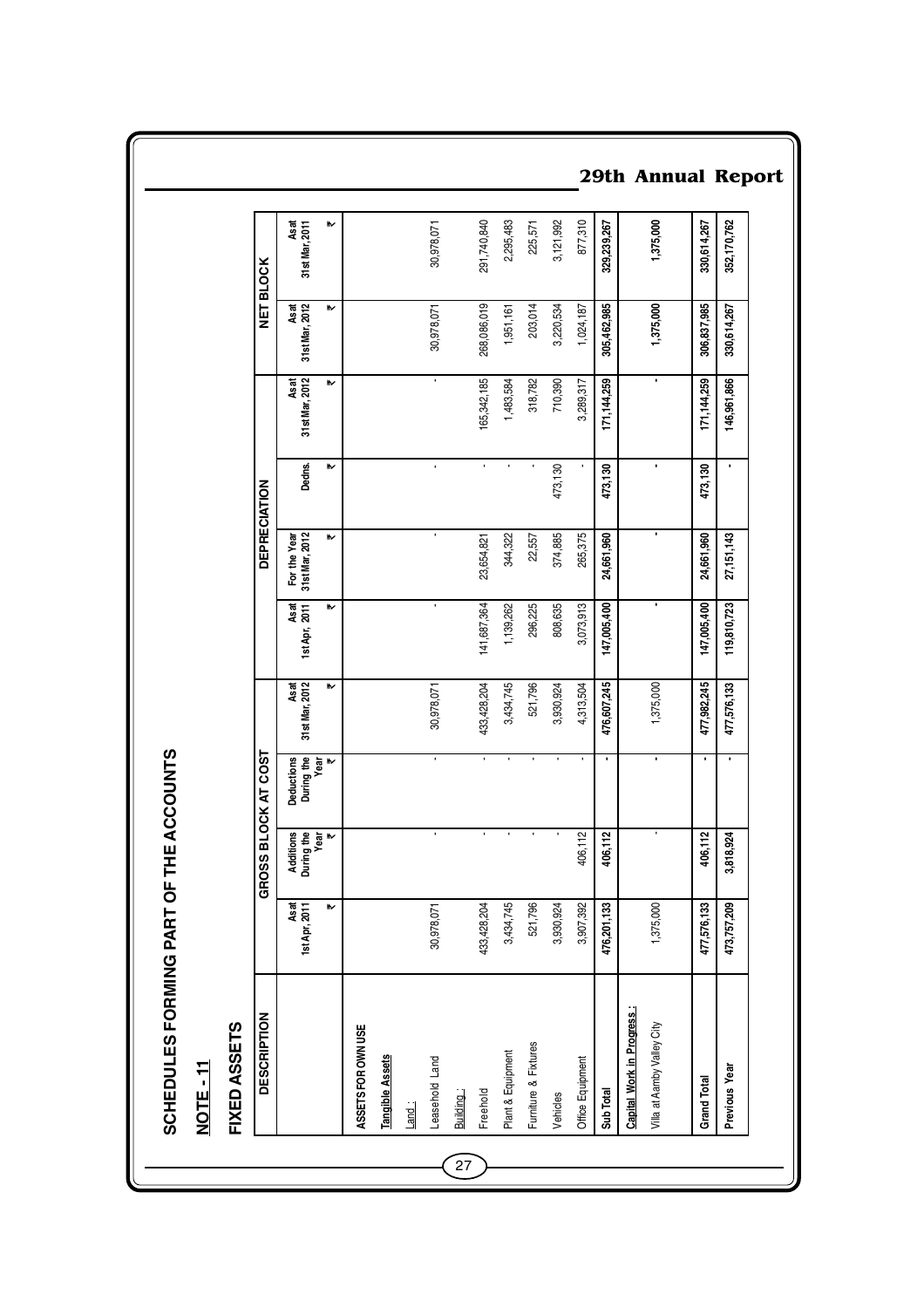# SCHEDULES FORMING PART OF THE ACCOUNTS

## NOTE - 11

## FIXED ASSETS

| DESCRIPTION | GROSS BLOCK AT COST | | | | DEPRECIATION | | | | NET BLOCK | |
|---|---|---|---|---|---|---|---|---|---|---|
| | As at 1st Apr, 2011 ₹ | Additions During the Year ₹ | Deductions During the Year ₹ | As at 31st Mar, 2012 ₹ | As at 1st Apr, 2011 ₹ | For the Year 31st Mar, 2012 ₹ | Dedns. ₹ | As at 31st Mar, 2012 ₹ | As at 31st Mar, 2012 ₹ | As at 31st Mar, 2011 ₹ |
| **ASSETS FOR OWN USE** | | | | | | | | | | |
| **Tangible Assets** | | | | | | | | | | |
| Land : | | | | | | | | | | |
| Leasehold Land | 30,978,071 | - | - | 30,978,071 | - | - | - | - | 30,978,071 | 30,978,071 |
| Building : | | | | | | | | | | |
| Freehold | 433,428,204 | - | - | 433,428,204 | 141,687,364 | 23,654,821 | - | 165,342,185 | 268,086,019 | 291,740,840 |
| Plant & Equipment | 3,434,745 | - | - | 3,434,745 | 1,139,262 | 344,322 | - | 1,483,584 | 1,951,161 | 2,295,483 |
| Furniture & Fixtures | 521,796 | - | - | 521,796 | 296,225 | 22,557 | - | 318,782 | 203,014 | 225,571 |
| Vehicles | 3,930,924 | - | - | 3,930,924 | 808,635 | 374,885 | 473,130 | 710,390 | 3,220,534 | 3,121,992 |
| Office Equipment | 3,907,392 | 406,112 | - | 4,313,504 | 3,073,913 | 265,375 | - | 3,289,317 | 1,024,187 | 877,310 |
| **Sub Total** | **476,201,133** | **406,112** | **-** | **476,607,245** | **147,005,400** | **24,661,960** | **473,130** | **171,144,259** | **305,462,985** | **329,239,267** |
| **Capital Work in Progress :** | | | | | | | | | | |
| Villa at Aamby Valley City | 1,375,000 | - | - | 1,375,000 | - | - | - | - | 1,375,000 | 1,375,000 |
| **Grand Total** | **477,576,133** | **406,112** | **-** | **477,982,245** | **147,005,400** | **24,661,960** | **473,130** | **171,144,259** | **306,837,985** | **330,614,267** |
| **Previous Year** | **473,757,209** | **3,818,924** | **-** | **477,576,133** | **119,810,723** | **27,151,143** | **-** | **146,961,866** | **330,614,267** | **352,170,762** |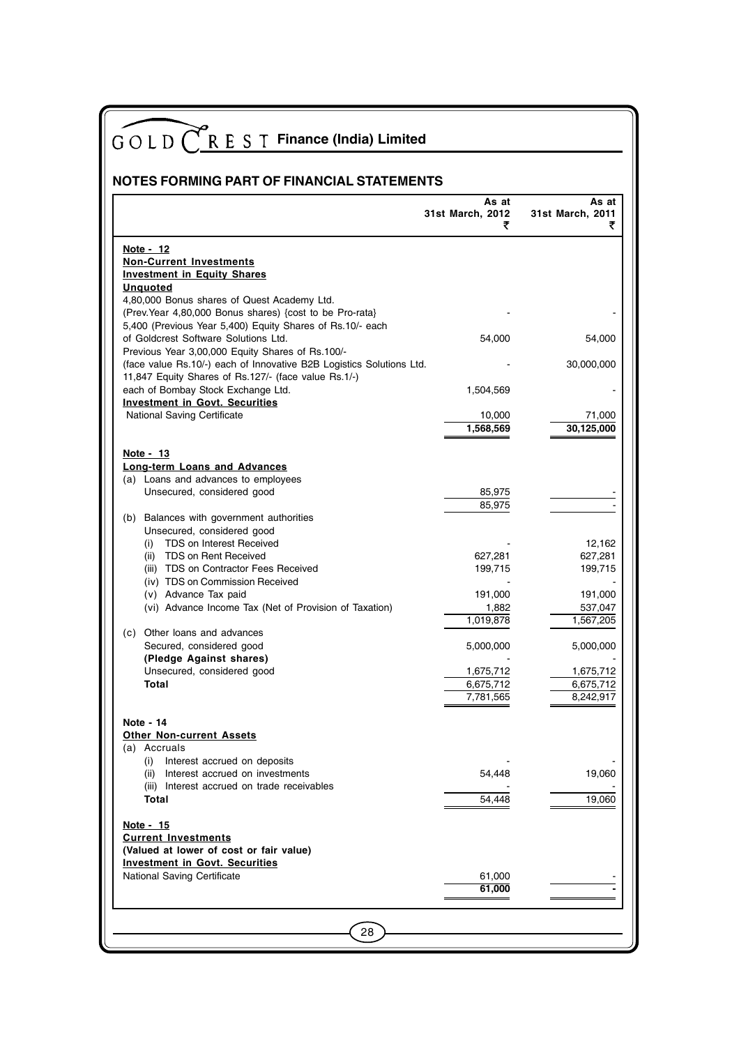# GOLD CREST Finance (India) Limited

## NOTES FORMING PART OF FINANCIAL STATEMENTS

| | As at 31st March, 2012 ₹ | As at 31st March, 2011 ₹ |
|---|---|---|
| **Note - 12** | | |
| **Non-Current Investments** | | |
| **Investment in Equity Shares** | | |
| **Unquoted** | | |
| 4,80,000 Bonus shares of Quest Academy Ltd. (Prev.Year 4,80,000 Bonus shares) {cost to be Pro-rata} | - | - |
| 5,400 (Previous Year 5,400) Equity Shares of Rs.10/- each of Goldcrest Software Solutions Ltd. | 54,000 | 54,000 |
| Previous Year 3,00,000 Equity Shares of Rs.100/- (face value Rs.10/-) each of Innovative B2B Logistics Solutions Ltd. | - | 30,000,000 |
| 11,847 Equity Shares of Rs.127/- (face value Rs.1/-) each of Bombay Stock Exchange Ltd. | 1,504,569 | - |
| **Investment in Govt. Securities** | | |
| National Saving Certificate | 10,000 | 71,000 |
| | **1,568,569** | **30,125,000** |
| **Note - 13** | | |
| **Long-term Loans and Advances** | | |
| (a) Loans and advances to employees | | |
| Unsecured, considered good | 85,975 | - |
| | 85,975 | - |
| (b) Balances with government authorities | | |
| Unsecured, considered good | | |
| (i) TDS on Interest Received | - | 12,162 |
| (ii) TDS on Rent Received | 627,281 | 627,281 |
| (iii) TDS on Contractor Fees Received | 199,715 | 199,715 |
| (iv) TDS on Commission Received | - | - |
| (v) Advance Tax paid | 191,000 | 191,000 |
| (vi) Advance Income Tax (Net of Provision of Taxation) | 1,882 | 537,047 |
| | 1,019,878 | 1,567,205 |
| (c) Other loans and advances | | |
| Secured, considered good | 5,000,000 | 5,000,000 |
| **(Pledge Against shares)** | - | - |
| Unsecured, considered good | 1,675,712 | 1,675,712 |
| **Total** | 6,675,712 | 6,675,712 |
| | 7,781,565 | 8,242,917 |
| **Note - 14** | | |
| **Other Non-current Assets** | | |
| (a) Accruals | | |
| (i) Interest accrued on deposits | - | - |
| (ii) Interest accrued on investments | 54,448 | 19,060 |
| (iii) Interest accrued on trade receivables | - | - |
| **Total** | 54,448 | 19,060 |
| **Note - 15** | | |
| **Current Investments** | | |
| **(Valued at lower of cost or fair value)** | | |
| **Investment in Govt. Securities** | | |
| National Saving Certificate | 61,000 | - |
| | **61,000** | **-** |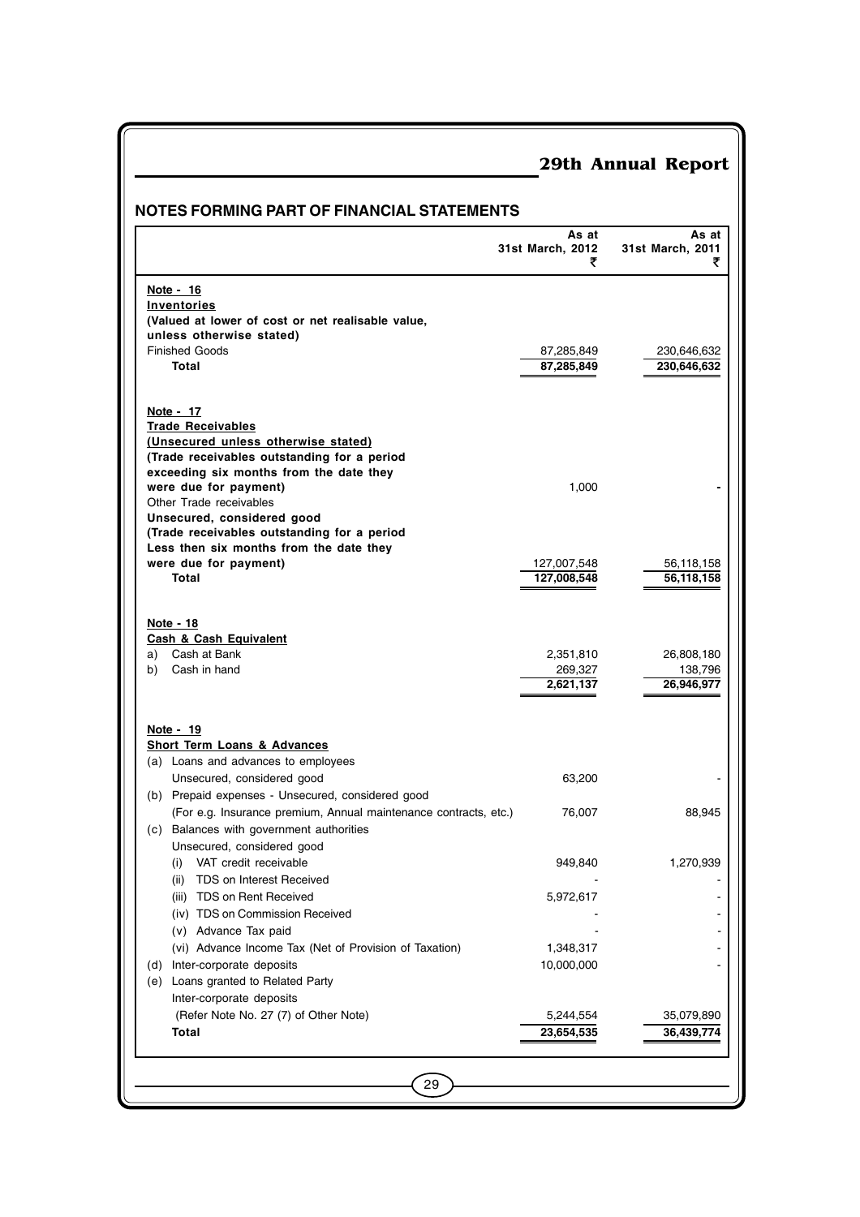## NOTES FORMING PART OF FINANCIAL STATEMENTS

| | As at 31st March, 2012 ₹ | As at 31st March, 2011 ₹ |
|---|---|---|
| **Note - 16** | | |
| **Inventories** | | |
| **(Valued at lower of cost or net realisable value, unless otherwise stated)** | | |
| Finished Goods | 87,285,849 | 230,646,632 |
| **Total** | **87,285,849** | **230,646,632** |
| **Note - 17** | | |
| **Trade Receivables** | | |
| **(Unsecured unless otherwise stated)** | | |
| **(Trade receivables outstanding for a period exceeding six months from the date they were due for payment)** | 1,000 | - |
| Other Trade receivables | | |
| **Unsecured, considered good** | | |
| **(Trade receivables outstanding for a period Less then six months from the date they were due for payment)** | 127,007,548 | 56,118,158 |
| **Total** | **127,008,548** | **56,118,158** |
| **Note - 18** | | |
| **Cash & Cash Equivalent** | | |
| a) Cash at Bank | 2,351,810 | 26,808,180 |
| b) Cash in hand | 269,327 | 138,796 |
| | **2,621,137** | **26,946,977** |
| **Note - 19** | | |
| **Short Term Loans & Advances** | | |
| (a) Loans and advances to employees | | |
| Unsecured, considered good | 63,200 | - |
| (b) Prepaid expenses - Unsecured, considered good | | |
| (For e.g. Insurance premium, Annual maintenance contracts, etc.) | 76,007 | 88,945 |
| (c) Balances with government authorities | | |
| Unsecured, considered good | | |
| (i) VAT credit receivable | 949,840 | 1,270,939 |
| (ii) TDS on Interest Received | - | - |
| (iii) TDS on Rent Received | 5,972,617 | - |
| (iv) TDS on Commission Received | - | - |
| (v) Advance Tax paid | - | - |
| (vi) Advance Income Tax (Net of Provision of Taxation) | 1,348,317 | - |
| (d) Inter-corporate deposits | 10,000,000 | - |
| (e) Loans granted to Related Party | | |
| Inter-corporate deposits | | |
| (Refer Note No. 27 (7) of Other Note) | 5,244,554 | 35,079,890 |
| **Total** | **23,654,535** | **36,439,774** |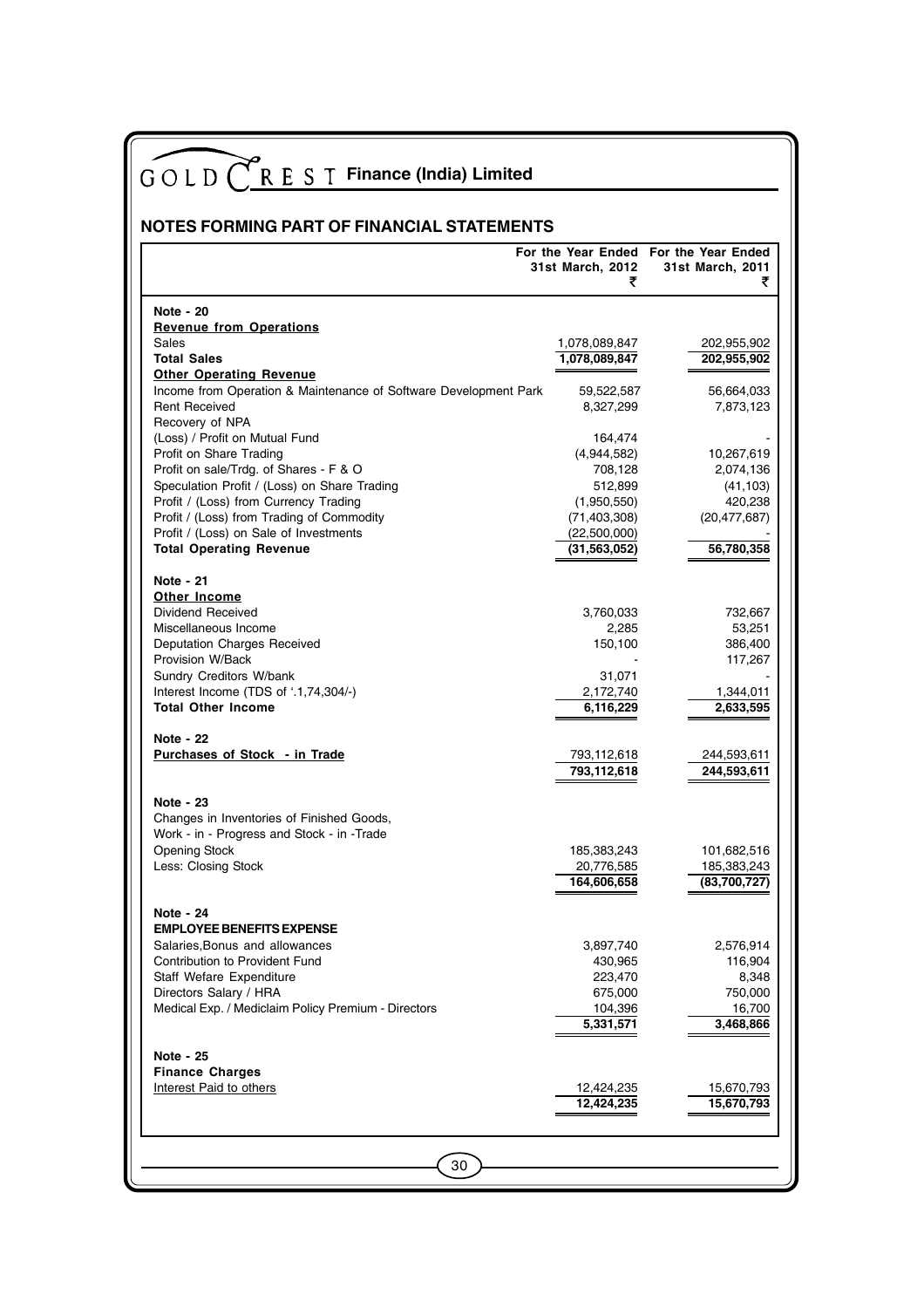# GOLD CREST Finance (India) Limited

## NOTES FORMING PART OF FINANCIAL STATEMENTS

| | For the Year Ended 31st March, 2012 ₹ | For the Year Ended 31st March, 2011 ₹ |
|---|---|---|
| **Note - 20** | | |
| **Revenue from Operations** | | |
| Sales | 1,078,089,847 | 202,955,902 |
| **Total Sales** | **1,078,089,847** | **202,955,902** |
| **Other Operating Revenue** | | |
| Income from Operation & Maintenance of Software Development Park | 59,522,587 | 56,664,033 |
| Rent Received | 8,327,299 | 7,873,123 |
| Recovery of NPA | | |
| (Loss) / Profit on Mutual Fund | 164,474 | - |
| Profit on Share Trading | (4,944,582) | 10,267,619 |
| Profit on sale/Trdg. of Shares - F & O | 708,128 | 2,074,136 |
| Speculation Profit / (Loss) on Share Trading | 512,899 | (41,103) |
| Profit / (Loss) from Currency Trading | (1,950,550) | 420,238 |
| Profit / (Loss) from Trading of Commodity | (71,403,308) | (20,477,687) |
| Profit / (Loss) on Sale of Investments | (22,500,000) | - |
| **Total Operating Revenue** | **(31,563,052)** | **56,780,358** |
| **Note - 21** | | |
| **Other Income** | | |
| Dividend Received | 3,760,033 | 732,667 |
| Miscellaneous Income | 2,285 | 53,251 |
| Deputation Charges Received | 150,100 | 386,400 |
| Provision W/Back | - | 117,267 |
| Sundry Creditors W/bank | 31,071 | - |
| Interest Income (TDS of '.1,74,304/-) | 2,172,740 | 1,344,011 |
| **Total Other Income** | **6,116,229** | **2,633,595** |
| **Note - 22** | | |
| **Purchases of Stock - in Trade** | 793,112,618 | 244,593,611 |
| | **793,112,618** | **244,593,611** |
| **Note - 23** | | |
| Changes in Inventories of Finished Goods, Work - in - Progress and Stock - in -Trade | | |
| Opening Stock | 185,383,243 | 101,682,516 |
| Less: Closing Stock | 20,776,585 | 185,383,243 |
| | **164,606,658** | **(83,700,727)** |
| **Note - 24** | | |
| **EMPLOYEE BENEFITS EXPENSE** | | |
| Salaries,Bonus and allowances | 3,897,740 | 2,576,914 |
| Contribution to Provident Fund | 430,965 | 116,904 |
| Staff Wefare Expenditure | 223,470 | 8,348 |
| Directors Salary / HRA | 675,000 | 750,000 |
| Medical Exp. / Mediclaim Policy Premium - Directors | 104,396 | 16,700 |
| | **5,331,571** | **3,468,866** |
| **Note - 25** | | |
| **Finance Charges** | | |
| Interest Paid to others | 12,424,235 | 15,670,793 |
| | **12,424,235** | **15,670,793** |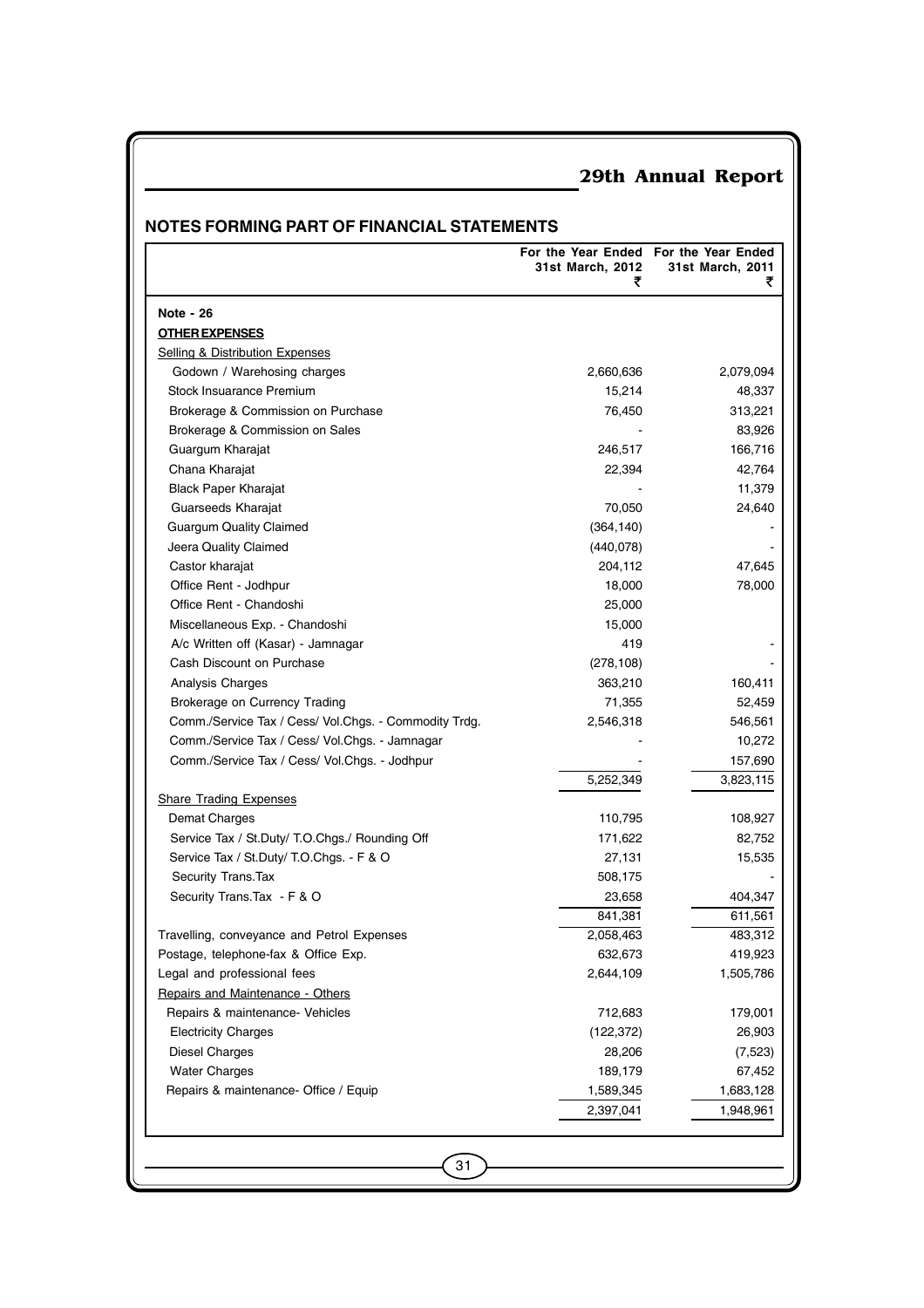## NOTES FORMING PART OF FINANCIAL STATEMENTS

| | For the Year Ended 31st March, 2012 ₹ | For the Year Ended 31st March, 2011 ₹ |
|---|---|---|
| **Note - 26** | | |
| **OTHER EXPENSES** | | |
| Selling & Distribution Expenses | | |
| Godown / Warehosing charges | 2,660,636 | 2,079,094 |
| Stock Insuarance Premium | 15,214 | 48,337 |
| Brokerage & Commission on Purchase | 76,450 | 313,221 |
| Brokerage & Commission on Sales | - | 83,926 |
| Guargum Kharajat | 246,517 | 166,716 |
| Chana Kharajat | 22,394 | 42,764 |
| Black Paper Kharajat | - | 11,379 |
| Guarseeds Kharajat | 70,050 | 24,640 |
| Guargum Quality Claimed | (364,140) | - |
| Jeera Quality Claimed | (440,078) | - |
| Castor kharajat | 204,112 | 47,645 |
| Office Rent - Jodhpur | 18,000 | 78,000 |
| Office Rent - Chandoshi | 25,000 | |
| Miscellaneous Exp. - Chandoshi | 15,000 | |
| A/c Written off (Kasar) - Jamnagar | 419 | - |
| Cash Discount on Purchase | (278,108) | - |
| Analysis Charges | 363,210 | 160,411 |
| Brokerage on Currency Trading | 71,355 | 52,459 |
| Comm./Service Tax / Cess/ Vol.Chgs. - Commodity Trdg. | 2,546,318 | 546,561 |
| Comm./Service Tax / Cess/ Vol.Chgs. - Jamnagar | - | 10,272 |
| Comm./Service Tax / Cess/ Vol.Chgs. - Jodhpur | - | 157,690 |
| | 5,252,349 | 3,823,115 |
| Share Trading Expenses | | |
| Demat Charges | 110,795 | 108,927 |
| Service Tax / St.Duty/ T.O.Chgs./ Rounding Off | 171,622 | 82,752 |
| Service Tax / St.Duty/ T.O.Chgs. - F & O | 27,131 | 15,535 |
| Security Trans.Tax | 508,175 | - |
| Security Trans.Tax - F & O | 23,658 | 404,347 |
| | 841,381 | 611,561 |
| Travelling, conveyance and Petrol Expenses | 2,058,463 | 483,312 |
| Postage, telephone-fax & Office Exp. | 632,673 | 419,923 |
| Legal and professional fees | 2,644,109 | 1,505,786 |
| Repairs and Maintenance - Others | | |
| Repairs & maintenance- Vehicles | 712,683 | 179,001 |
| Electricity Charges | (122,372) | 26,903 |
| Diesel Charges | 28,206 | (7,523) |
| Water Charges | 189,179 | 67,452 |
| Repairs & maintenance- Office / Equip | 1,589,345 | 1,683,128 |
| | 2,397,041 | 1,948,961 |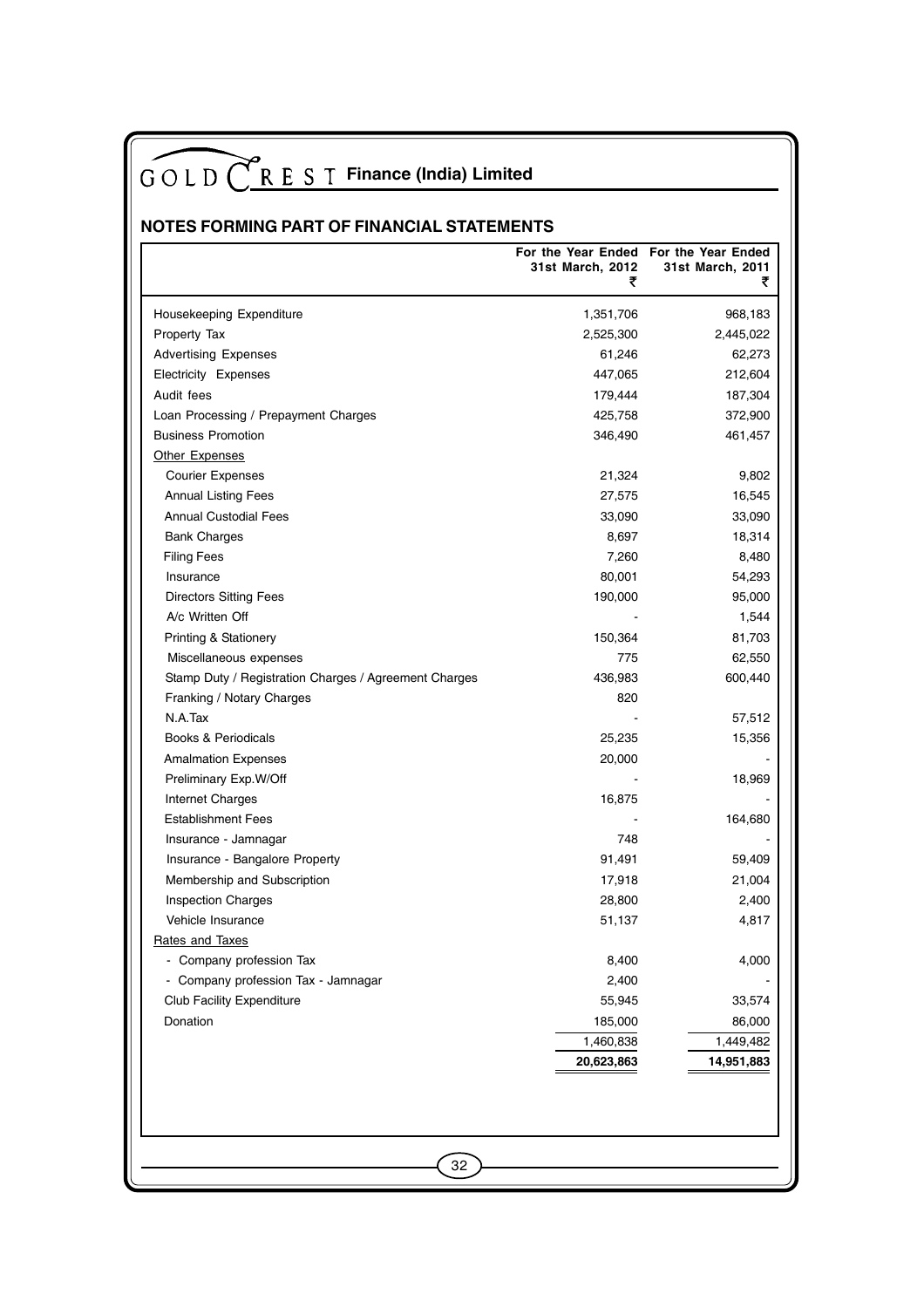## NOTES FORMING PART OF FINANCIAL STATEMENTS

| | For the Year Ended 31st March, 2012 ₹ | For the Year Ended 31st March, 2011 ₹ |
|---|---|---|
| Housekeeping Expenditure | 1,351,706 | 968,183 |
| Property Tax | 2,525,300 | 2,445,022 |
| Advertising Expenses | 61,246 | 62,273 |
| Electricity Expenses | 447,065 | 212,604 |
| Audit fees | 179,444 | 187,304 |
| Loan Processing / Prepayment Charges | 425,758 | 372,900 |
| Business Promotion | 346,490 | 461,457 |
| Other Expenses | | |
| Courier Expenses | 21,324 | 9,802 |
| Annual Listing Fees | 27,575 | 16,545 |
| Annual Custodial Fees | 33,090 | 33,090 |
| Bank Charges | 8,697 | 18,314 |
| Filing Fees | 7,260 | 8,480 |
| Insurance | 80,001 | 54,293 |
| Directors Sitting Fees | 190,000 | 95,000 |
| A/c Written Off | - | 1,544 |
| Printing & Stationery | 150,364 | 81,703 |
| Miscellaneous expenses | 775 | 62,550 |
| Stamp Duty / Registration Charges / Agreement Charges | 436,983 | 600,440 |
| Franking / Notary Charges | 820 | |
| N.A.Tax | - | 57,512 |
| Books & Periodicals | 25,235 | 15,356 |
| Amalmation Expenses | 20,000 | - |
| Preliminary Exp.W/Off | - | 18,969 |
| Internet Charges | 16,875 | - |
| Establishment Fees | - | 164,680 |
| Insurance - Jamnagar | 748 | - |
| Insurance - Bangalore Property | 91,491 | 59,409 |
| Membership and Subscription | 17,918 | 21,004 |
| Inspection Charges | 28,800 | 2,400 |
| Vehicle Insurance | 51,137 | 4,817 |
| Rates and Taxes | | |
| - Company profession Tax | 8,400 | 4,000 |
| - Company profession Tax - Jamnagar | 2,400 | - |
| Club Facility Expenditure | 55,945 | 33,574 |
| Donation | 185,000 | 86,000 |
| | 1,460,838 | 1,449,482 |
| | **20,623,863** | **14,951,883** |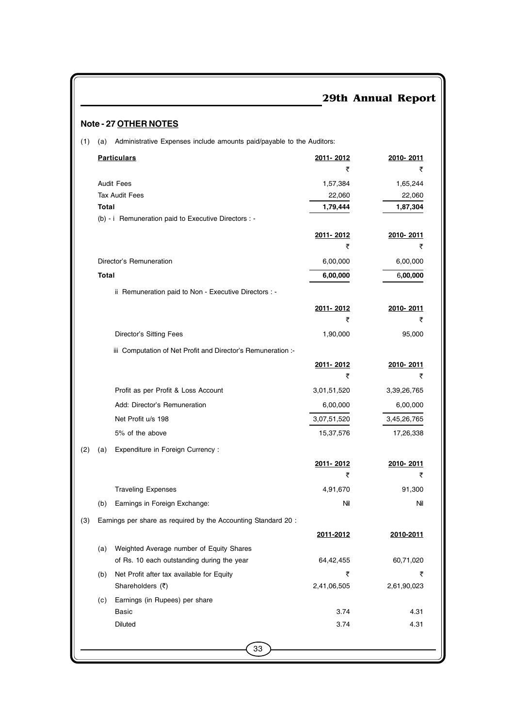## Note - 27 OTHER NOTES

(1) (a) Administrative Expenses include amounts paid/payable to the Auditors:

| Particulars | 2011- 2012 | 2010- 2011 |
|---|---|---|
| | ₹ | ₹ |
| Audit Fees | 1,57,384 | 1,65,244 |
| Tax Audit Fees | 22,060 | 22,060 |
| **Total** | **1,79,444** | **1,87,304** |

(b) - i Remuneration paid to Executive Directors : -

| | 2011- 2012 | 2010- 2011 |
|---|---|---|
| | ₹ | ₹ |
| Director's Remuneration | 6,00,000 | 6,00,000 |
| **Total** | **6,00,000** | **6,00,000** |

ii Remuneration paid to Non - Executive Directors : -

| | 2011- 2012 | 2010- 2011 |
|---|---|---|
| | ₹ | ₹ |
| Director's Sitting Fees | 1,90,000 | 95,000 |

iii Computation of Net Profit and Director's Remuneration :-

| | 2011- 2012 | 2010- 2011 |
|---|---|---|
| | ₹ | ₹ |
| Profit as per Profit & Loss Account | 3,01,51,520 | 3,39,26,765 |
| Add: Director's Remuneration | 6,00,000 | 6,00,000 |
| Net Profit u/s 198 | 3,07,51,520 | 3,45,26,765 |
| 5% of the above | 15,37,576 | 17,26,338 |

(2) (a) Expenditure in Foreign Currency :

| | 2011- 2012 | 2010- 2011 |
|---|---|---|
| | ₹ | ₹ |
| Traveling Expenses | 4,91,670 | 91,300 |
| (b) Earnings in Foreign Exchange: | Nil | Nil |

(3) Earnings per share as required by the Accounting Standard 20 :

| | | 2011-2012 | 2010-2011 |
|---|---|---|---|
| (a) | Weighted Average number of Equity Shares of Rs. 10 each outstanding during the year | 64,42,455 | 60,71,020 |
| (b) | Net Profit after tax available for Equity Shareholders (₹) | ₹ 2,41,06,505 | ₹ 2,61,90,023 |
| (c) | Earnings (in Rupees) per share | | |
| | Basic | 3.74 | 4.31 |
| | Diluted | 3.74 | 4.31 |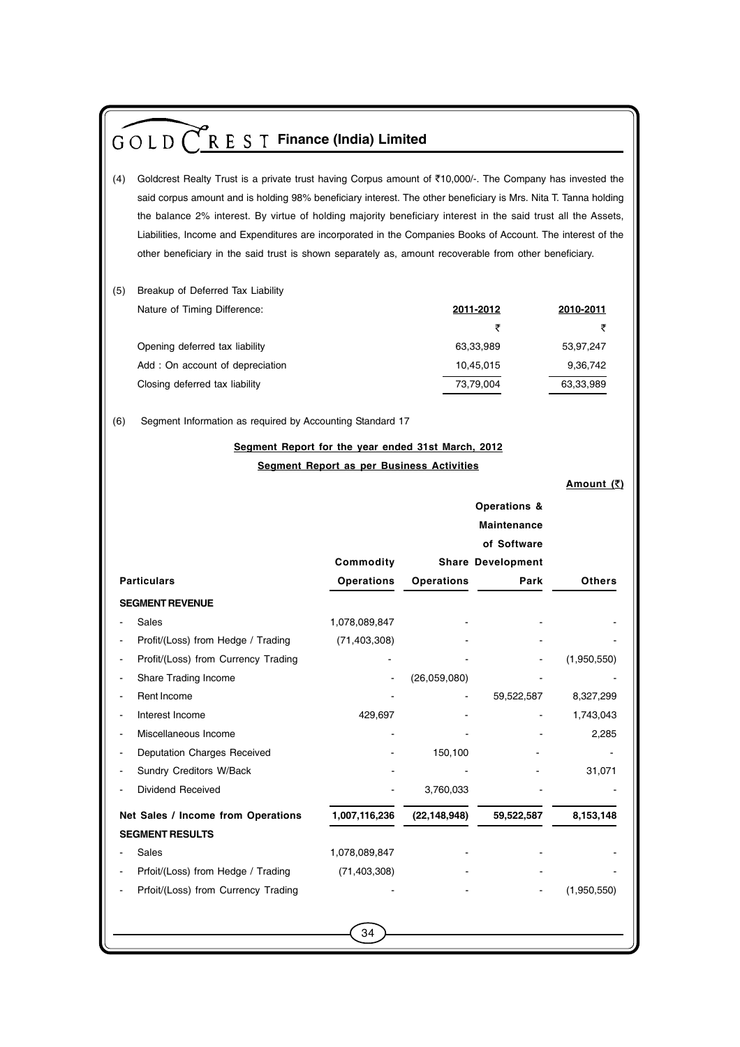(4) Goldcrest Realty Trust is a private trust having Corpus amount of ₹10,000/-. The Company has invested the said corpus amount and is holding 98% beneficiary interest. The other beneficiary is Mrs. Nita T. Tanna holding the balance 2% interest. By virtue of holding majority beneficiary interest in the said trust all the Assets, Liabilities, Income and Expenditures are incorporated in the Companies Books of Account. The interest of the other beneficiary in the said trust is shown separately as, amount recoverable from other beneficiary.

(5) Breakup of Deferred Tax Liability

| Nature of Timing Difference: | 2011-2012 | 2010-2011 |
|---|---|---|
| | ₹ | ₹ |
| Opening deferred tax liability | 63,33,989 | 53,97,247 |
| Add : On account of depreciation | 10,45,015 | 9,36,742 |
| Closing deferred tax liability | 73,79,004 | 63,33,989 |

(6) Segment Information as required by Accounting Standard 17

**Segment Report for the year ended 31st March, 2012**

**Segment Report as per Business Activities**

**Amount (₹)**

| Particulars | Commodity Operations | Share Operations | Operations & Maintenance of Software Development Park | Others |
|---|---|---|---|---|
| **SEGMENT REVENUE** | | | | |
| - Sales | 1,078,089,847 | - | - | - |
| - Profit/(Loss) from Hedge / Trading | (71,403,308) | - | - | - |
| - Profit/(Loss) from Currency Trading | - | - | - | (1,950,550) |
| - Share Trading Income | - | (26,059,080) | - | - |
| - Rent Income | - | - | 59,522,587 | 8,327,299 |
| - Interest Income | 429,697 | - | - | 1,743,043 |
| - Miscellaneous Income | - | - | - | 2,285 |
| - Deputation Charges Received | - | 150,100 | - | - |
| - Sundry Creditors W/Back | - | - | - | 31,071 |
| - Dividend Received | - | 3,760,033 | - | - |
| **Net Sales / Income from Operations** | **1,007,116,236** | **(22,148,948)** | **59,522,587** | **8,153,148** |
| **SEGMENT RESULTS** | | | | |
| - Sales | 1,078,089,847 | - | - | - |
| - Prfoit/(Loss) from Hedge / Trading | (71,403,308) | - | - | - |
| - Prfoit/(Loss) from Currency Trading | - | - | - | (1,950,550) |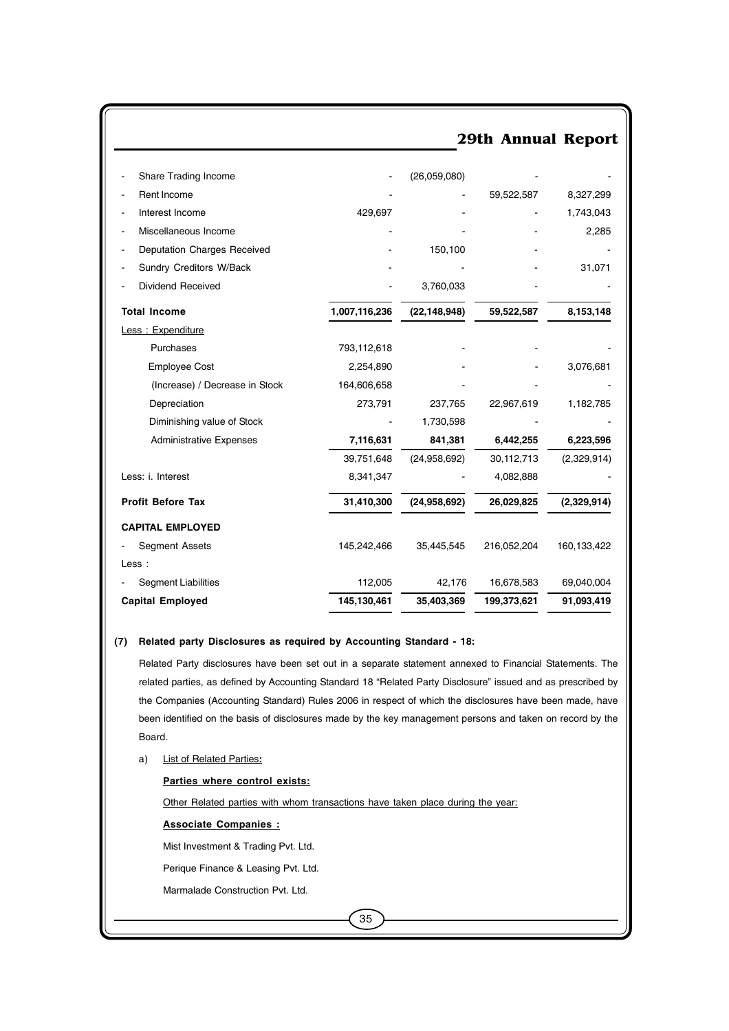| | | | | |
|---|---|---|---|---|
| - Share Trading Income | - | (26,059,080) | - | - |
| - Rent Income | - | - | 59,522,587 | 8,327,299 |
| - Interest Income | 429,697 | - | - | 1,743,043 |
| - Miscellaneous Income | - | - | - | 2,285 |
| - Deputation Charges Received | - | 150,100 | - | - |
| - Sundry Creditors W/Back | - | - | - | 31,071 |
| - Dividend Received | - | 3,760,033 | - | - |
| **Total Income** | **1,007,116,236** | **(22,148,948)** | **59,522,587** | **8,153,148** |
| Less : Expenditure | | | | |
| Purchases | 793,112,618 | - | - | - |
| Employee Cost | 2,254,890 | - | - | 3,076,681 |
| (Increase) / Decrease in Stock | 164,606,658 | - | - | - |
| Depreciation | 273,791 | 237,765 | 22,967,619 | 1,182,785 |
| Diminishing value of Stock | - | 1,730,598 | - | - |
| Administrative Expenses | **7,116,631** | **841,381** | **6,442,255** | **6,223,596** |
| | 39,751,648 | (24,958,692) | 30,112,713 | (2,329,914) |
| Less: i. Interest | 8,341,347 | - | 4,082,888 | - |
| **Profit Before Tax** | **31,410,300** | **(24,958,692)** | **26,029,825** | **(2,329,914)** |
| **CAPITAL EMPLOYED** | | | | |
| - Segment Assets | 145,242,466 | 35,445,545 | 216,052,204 | 160,133,422 |
| Less : | | | | |
| - Segment Liabilities | 112,005 | 42,176 | 16,678,583 | 69,040,004 |
| **Capital Employed** | **145,130,461** | **35,403,369** | **199,373,621** | **91,093,419** |

**(7) Related party Disclosures as required by Accounting Standard - 18:**

Related Party disclosures have been set out in a separate statement annexed to Financial Statements. The related parties, as defined by Accounting Standard 18 "Related Party Disclosure" issued and as prescribed by the Companies (Accounting Standard) Rules 2006 in respect of which the disclosures have been made, have been identified on the basis of disclosures made by the key management persons and taken on record by the Board.

a) List of Related Parties**:**

**Parties where control exists:**

Other Related parties with whom transactions have taken place during the year:

**Associate Companies :**

Mist Investment & Trading Pvt. Ltd.

Perique Finance & Leasing Pvt. Ltd.

Marmalade Construction Pvt. Ltd.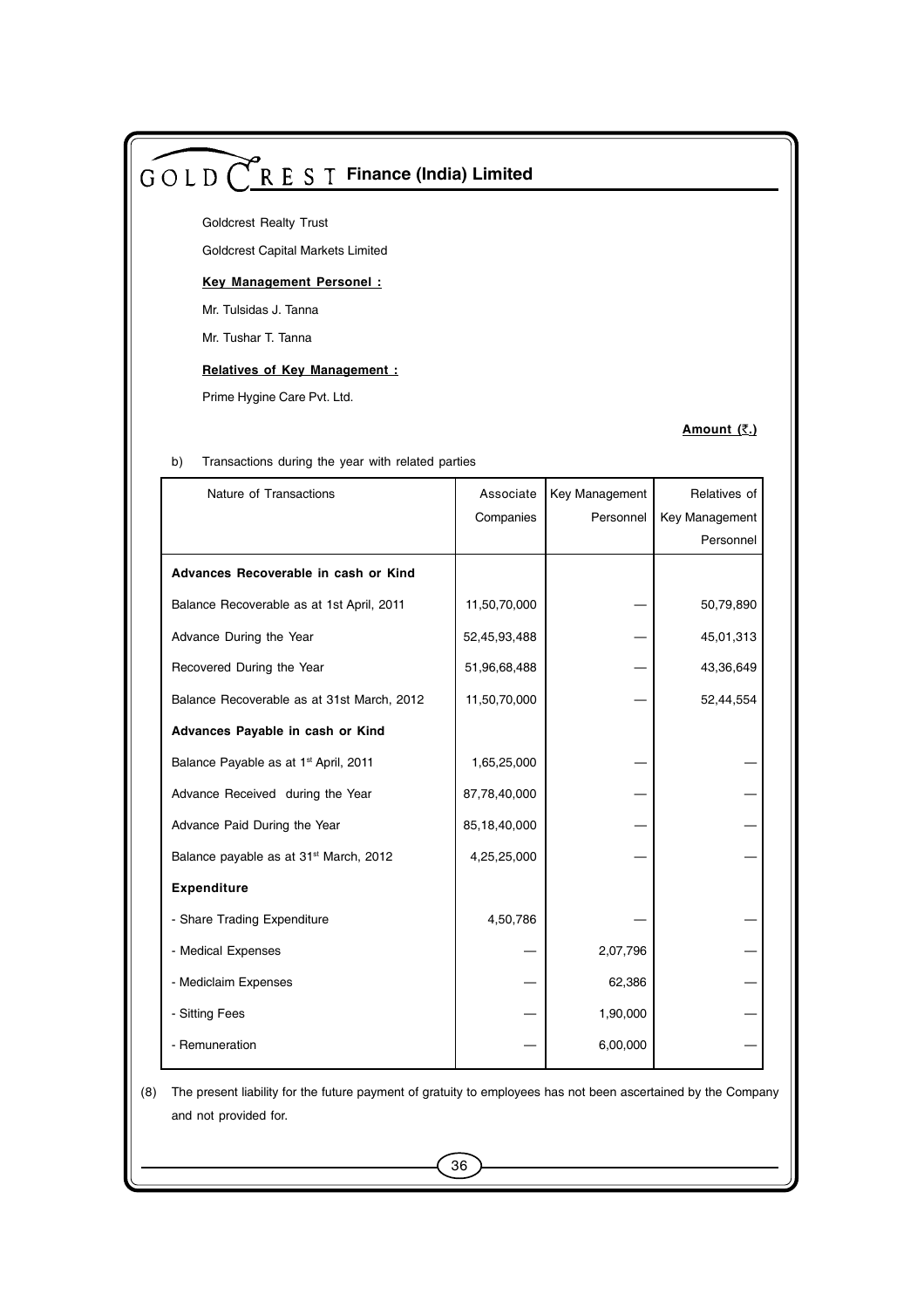Goldcrest Realty Trust

Goldcrest Capital Markets Limited

**Key Management Personel :**

Mr. Tulsidas J. Tanna

Mr. Tushar T. Tanna

**Relatives of Key Management :**

Prime Hygine Care Pvt. Ltd.

**Amount (₹.)**

b) Transactions during the year with related parties

| Nature of Transactions | Associate Companies | Key Management Personnel | Relatives of Key Management Personnel |
|---|---|---|---|
| **Advances Recoverable in cash or Kind** | | | |
| Balance Recoverable as at 1st April, 2011 | 11,50,70,000 | — | 50,79,890 |
| Advance During the Year | 52,45,93,488 | — | 45,01,313 |
| Recovered During the Year | 51,96,68,488 | — | 43,36,649 |
| Balance Recoverable as at 31st March, 2012 | 11,50,70,000 | — | 52,44,554 |
| **Advances Payable in cash or Kind** | | | |
| Balance Payable as at 1st April, 2011 | 1,65,25,000 | — | — |
| Advance Received during the Year | 87,78,40,000 | — | — |
| Advance Paid During the Year | 85,18,40,000 | — | — |
| Balance payable as at 31st March, 2012 | 4,25,25,000 | — | — |
| **Expenditure** | | | |
| - Share Trading Expenditure | 4,50,786 | — | — |
| - Medical Expenses | — | 2,07,796 | — |
| - Mediclaim Expenses | — | 62,386 | — |
| - Sitting Fees | — | 1,90,000 | — |
| - Remuneration | — | 6,00,000 | — |

(8) The present liability for the future payment of gratuity to employees has not been ascertained by the Company and not provided for.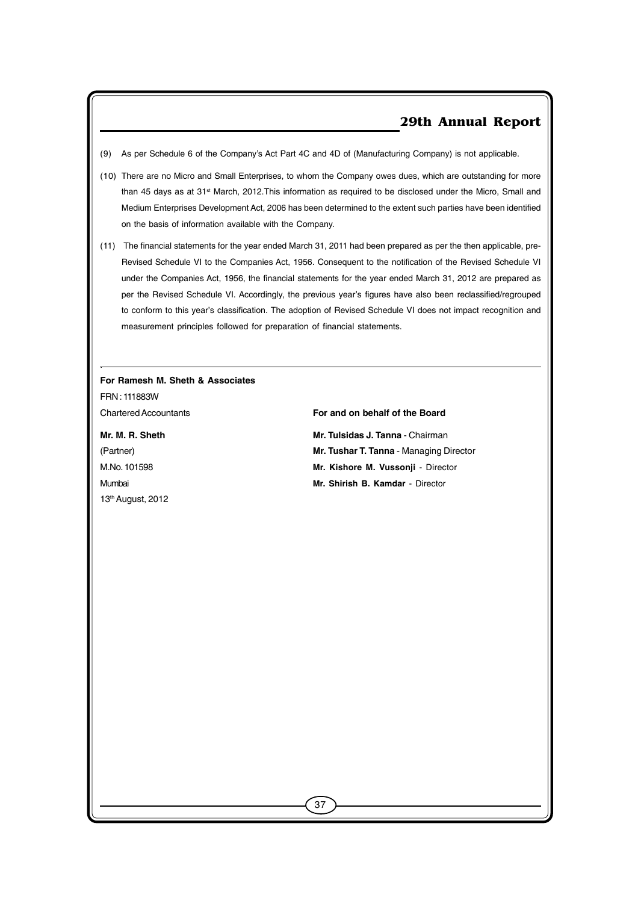(9) As per Schedule 6 of the Company's Act Part 4C and 4D of (Manufacturing Company) is not applicable.

(10) There are no Micro and Small Enterprises, to whom the Company owes dues, which are outstanding for more than 45 days as at 31st March, 2012.This information as required to be disclosed under the Micro, Small and Medium Enterprises Development Act, 2006 has been determined to the extent such parties have been identified on the basis of information available with the Company.

(11) The financial statements for the year ended March 31, 2011 had been prepared as per the then applicable, pre-Revised Schedule VI to the Companies Act, 1956. Consequent to the notification of the Revised Schedule VI under the Companies Act, 1956, the financial statements for the year ended March 31, 2012 are prepared as per the Revised Schedule VI. Accordingly, the previous year's figures have also been reclassified/regrouped to conform to this year's classification. The adoption of Revised Schedule VI does not impact recognition and measurement principles followed for preparation of financial statements.

---

**For Ramesh M. Sheth & Associates**
FRN : 111883W
Chartered Accountants

**Mr. M. R. Sheth**
(Partner)
M.No. 101598
Mumbai
13th August, 2012

**For and on behalf of the Board**

**Mr. Tulsidas J. Tanna** - Chairman
**Mr. Tushar T. Tanna** - Managing Director
**Mr. Kishore M. Vussonji** - Director
**Mr. Shirish B. Kamdar** - Director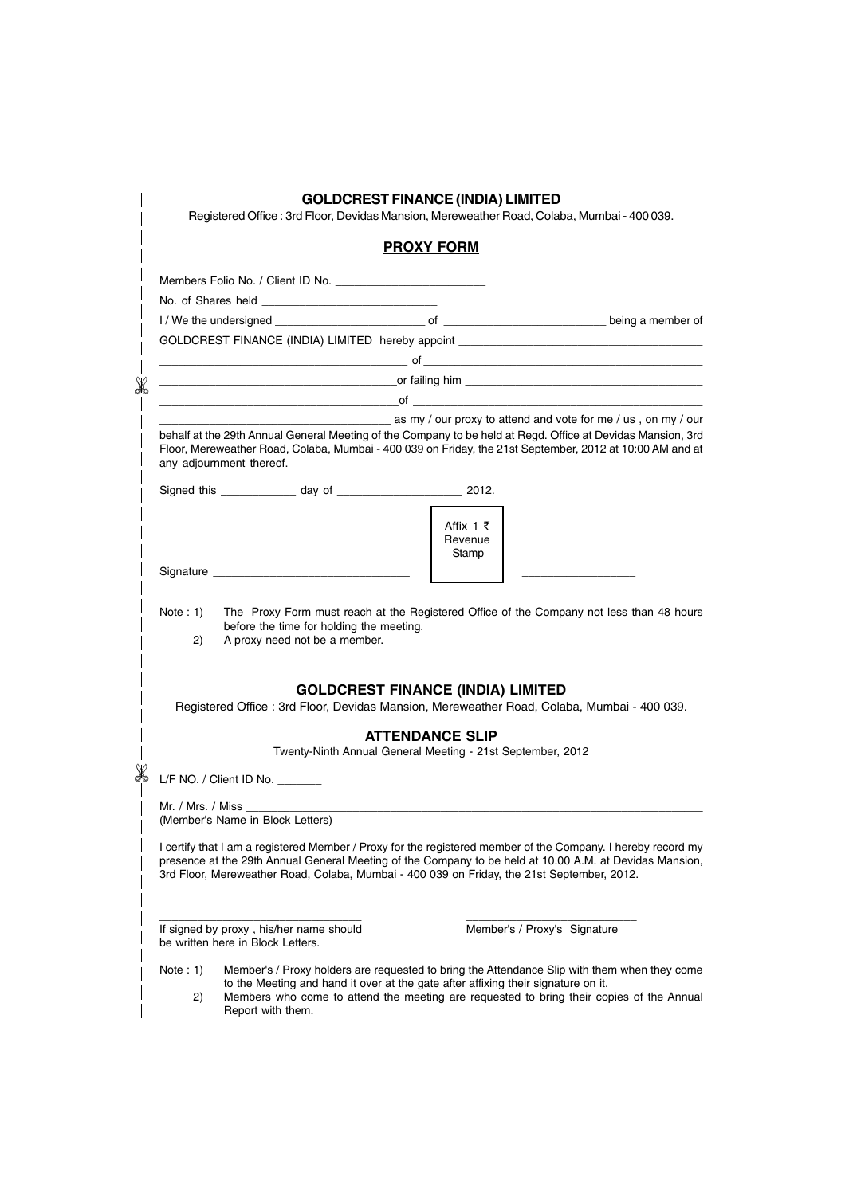# GOLDCREST FINANCE (INDIA) LIMITED

Registered Office : 3rd Floor, Devidas Mansion, Mereweather Road, Colaba, Mumbai - 400 039.

## PROXY FORM

Members Folio No. / Client ID No. ________________________

No. of Shares held ___________________________

I / We the undersigned ________________________ of _________________________ being a member of GOLDCREST FINANCE (INDIA) LIMITED hereby appoint ______________________________________

______________________________________ of ____________________________________________

______________________________________or failing him ______________________________________

______________________________________of ____________________________________________

______________________________________ as my / our proxy to attend and vote for me / us , on my / our behalf at the 29th Annual General Meeting of the Company to be held at Regd. Office at Devidas Mansion, 3rd Floor, Mereweather Road, Colaba, Mumbai - 400 039 on Friday, the 21st September, 2012 at 10:00 AM and at any adjournment thereof.

Signed this ____________ day of ____________________ 2012.

Affix 1 ₹ Revenue Stamp

Signature ______________________________ __________________

Note : 1) The Proxy Form must reach at the Registered Office of the Company not less than 48 hours before the time for holding the meeting.

2) A proxy need not be a member.

---

# GOLDCREST FINANCE (INDIA) LIMITED

Registered Office : 3rd Floor, Devidas Mansion, Mereweather Road, Colaba, Mumbai - 400 039.

## ATTENDANCE SLIP

Twenty-Ninth Annual General Meeting - 21st September, 2012

L/F NO. / Client ID No. _______

Mr. / Mrs. / Miss ____________________________________________________________________

(Member's Name in Block Letters)

I certify that I am a registered Member / Proxy for the registered member of the Company. I hereby record my presence at the 29th Annual General Meeting of the Company to be held at 10.00 A.M. at Devidas Mansion, 3rd Floor, Mereweather Road, Colaba, Mumbai - 400 039 on Friday, the 21st September, 2012.

_________________________________ _________________________

If signed by proxy , his/her name should be written here in Block Letters. Member's / Proxy's Signature

Note : 1) Member's / Proxy holders are requested to bring the Attendance Slip with them when they come to the Meeting and hand it over at the gate after affixing their signature on it.

2) Members who come to attend the meeting are requested to bring their copies of the Annual Report with them.